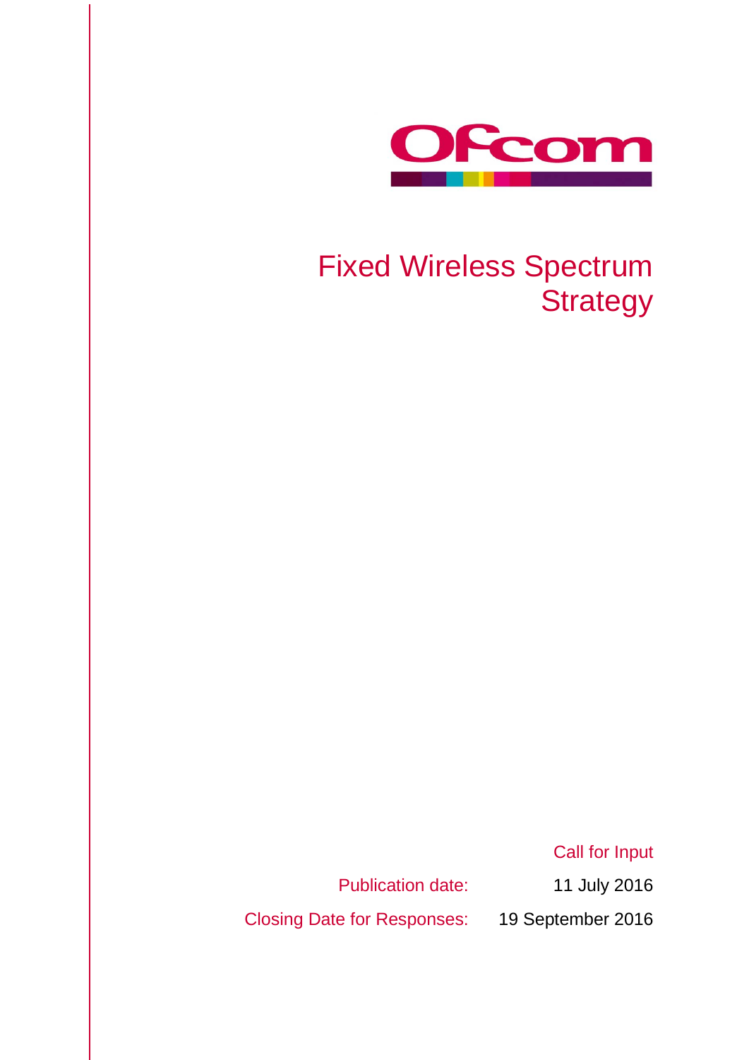Ofcom

# Fixed Wireless Spectrum Strategy

Call for Input

| | |
|---|---|
| Publication date: | 11 July 2016 |
| Closing Date for Responses: | 19 September 2016 |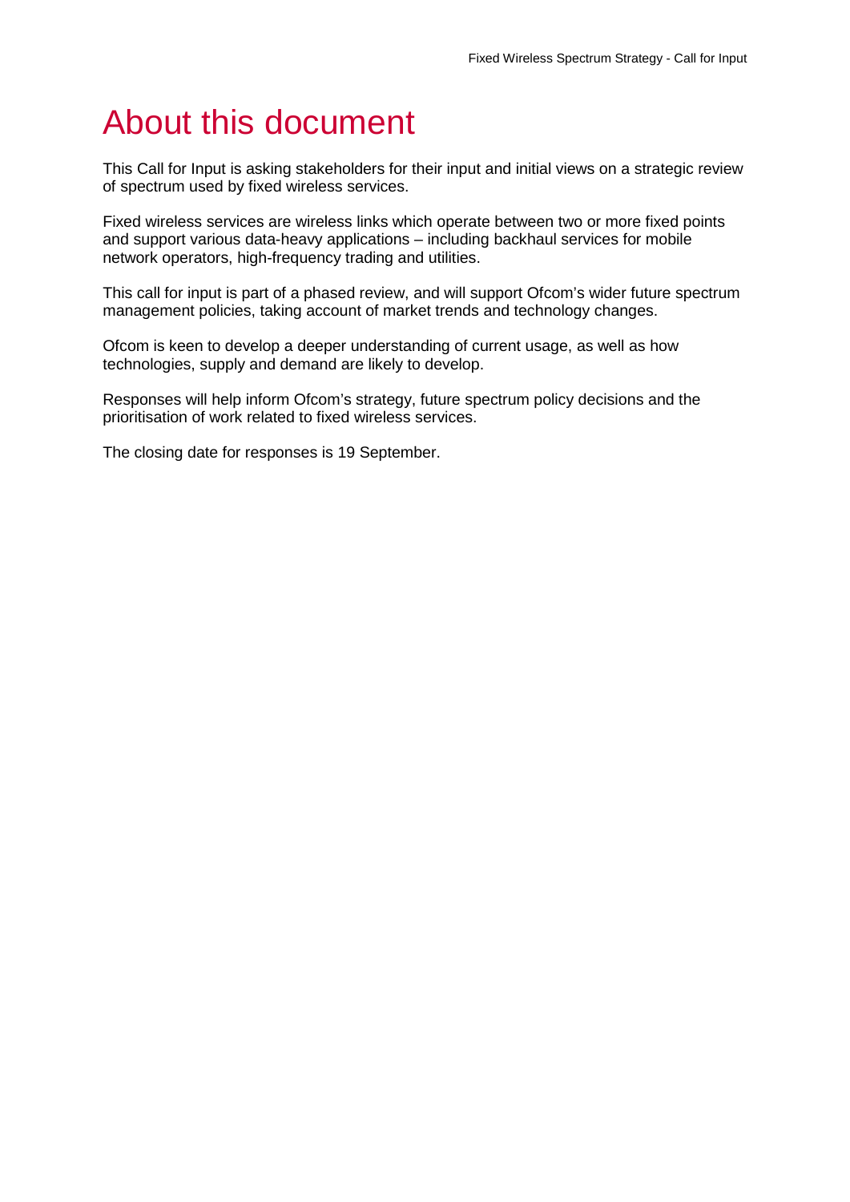# About this document

This Call for Input is asking stakeholders for their input and initial views on a strategic review of spectrum used by fixed wireless services.

Fixed wireless services are wireless links which operate between two or more fixed points and support various data-heavy applications – including backhaul services for mobile network operators, high-frequency trading and utilities.

This call for input is part of a phased review, and will support Ofcom's wider future spectrum management policies, taking account of market trends and technology changes.

Ofcom is keen to develop a deeper understanding of current usage, as well as how technologies, supply and demand are likely to develop.

Responses will help inform Ofcom's strategy, future spectrum policy decisions and the prioritisation of work related to fixed wireless services.

The closing date for responses is 19 September.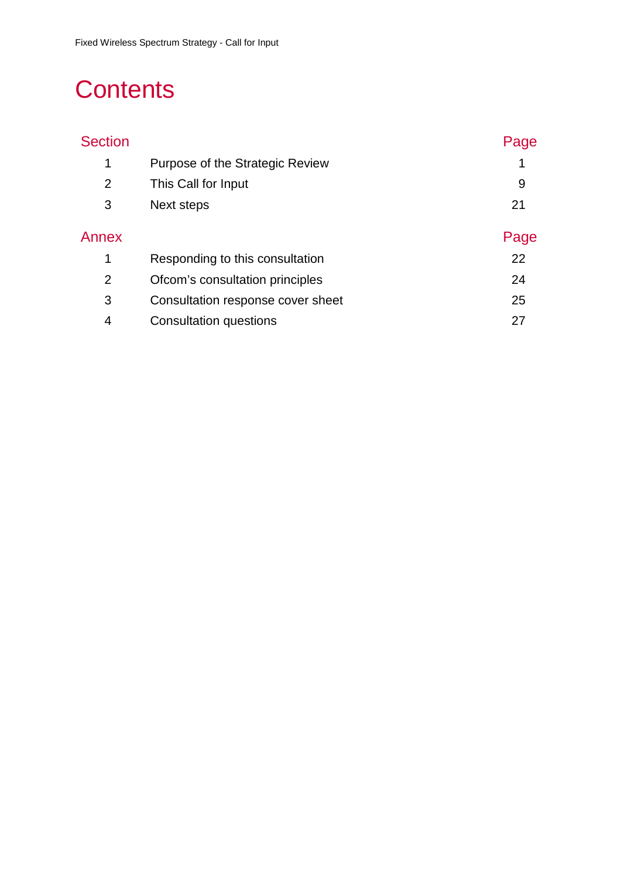# Contents

| Section | | Page |
|---|---|---|
| 1 | Purpose of the Strategic Review | 1 |
| 2 | This Call for Input | 9 |
| 3 | Next steps | 21 |

| Annex | | Page |
|---|---|---|
| 1 | Responding to this consultation | 22 |
| 2 | Ofcom’s consultation principles | 24 |
| 3 | Consultation response cover sheet | 25 |
| 4 | Consultation questions | 27 |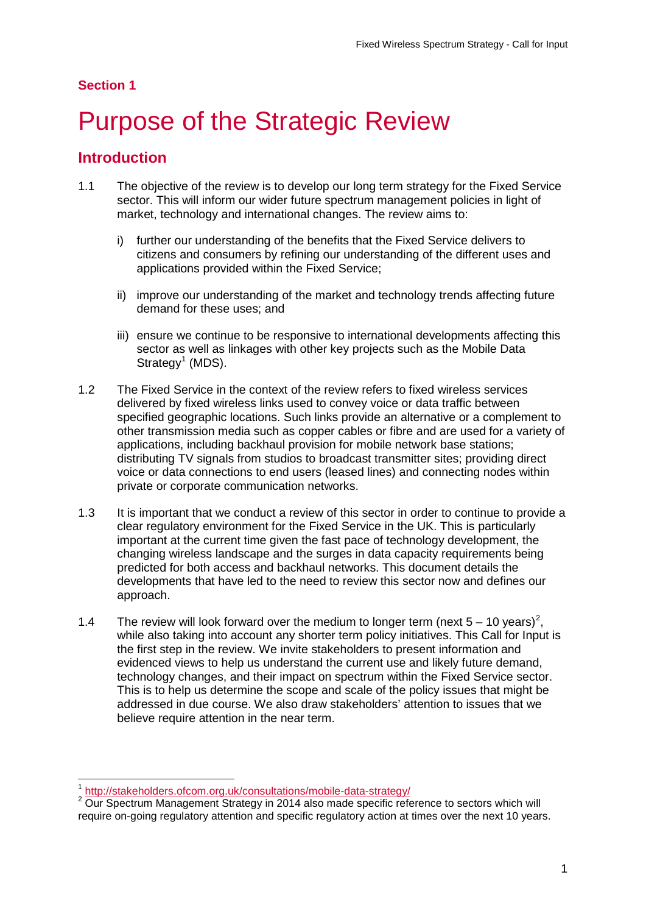## Section 1

# Purpose of the Strategic Review

## Introduction

1.1 The objective of the review is to develop our long term strategy for the Fixed Service sector. This will inform our wider future spectrum management policies in light of market, technology and international changes. The review aims to:

   i) further our understanding of the benefits that the Fixed Service delivers to citizens and consumers by refining our understanding of the different uses and applications provided within the Fixed Service;

   ii) improve our understanding of the market and technology trends affecting future demand for these uses; and

   iii) ensure we continue to be responsive to international developments affecting this sector as well as linkages with other key projects such as the Mobile Data Strategy[1] (MDS).

1.2 The Fixed Service in the context of the review refers to fixed wireless services delivered by fixed wireless links used to convey voice or data traffic between specified geographic locations. Such links provide an alternative or a complement to other transmission media such as copper cables or fibre and are used for a variety of applications, including backhaul provision for mobile network base stations; distributing TV signals from studios to broadcast transmitter sites; providing direct voice or data connections to end users (leased lines) and connecting nodes within private or corporate communication networks.

1.3 It is important that we conduct a review of this sector in order to continue to provide a clear regulatory environment for the Fixed Service in the UK. This is particularly important at the current time given the fast pace of technology development, the changing wireless landscape and the surges in data capacity requirements being predicted for both access and backhaul networks. This document details the developments that have led to the need to review this sector now and defines our approach.

1.4 The review will look forward over the medium to longer term (next 5 – 10 years)[2], while also taking into account any shorter term policy initiatives. This Call for Input is the first step in the review. We invite stakeholders to present information and evidenced views to help us understand the current use and likely future demand, technology changes, and their impact on spectrum within the Fixed Service sector. This is to help us determine the scope and scale of the policy issues that might be addressed in due course. We also draw stakeholders' attention to issues that we believe require attention in the near term.

---

[1] http://stakeholders.ofcom.org.uk/consultations/mobile-data-strategy/

[2] Our Spectrum Management Strategy in 2014 also made specific reference to sectors which will require on-going regulatory attention and specific regulatory action at times over the next 10 years.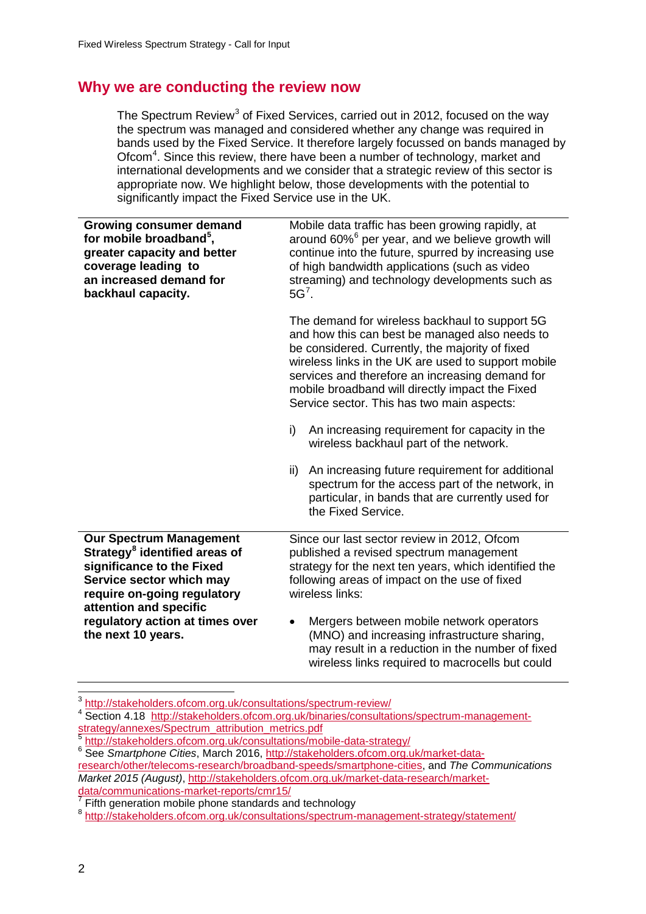## Why we are conducting the review now

The Spectrum Review[3] of Fixed Services, carried out in 2012, focused on the way the spectrum was managed and considered whether any change was required in bands used by the Fixed Service. It therefore largely focussed on bands managed by Ofcom[4]. Since this review, there have been a number of technology, market and international developments and we consider that a strategic review of this sector is appropriate now. We highlight below, those developments with the potential to significantly impact the Fixed Service use in the UK.

| | |
|---|---|
| **Growing consumer demand for mobile broadband[5], greater capacity and better coverage leading to an increased demand for backhaul capacity.** | Mobile data traffic has been growing rapidly, at around 60%[6] per year, and we believe growth will continue into the future, spurred by increasing use of high bandwidth applications (such as video streaming) and technology developments such as 5G[7].<br><br>The demand for wireless backhaul to support 5G and how this can best be managed also needs to be considered. Currently, the majority of fixed wireless links in the UK are used to support mobile services and therefore an increasing demand for mobile broadband will directly impact the Fixed Service sector. This has two main aspects:<br><br>i) An increasing requirement for capacity in the wireless backhaul part of the network.<br><br>ii) An increasing future requirement for additional spectrum for the access part of the network, in particular, in bands that are currently used for the Fixed Service. |
| **Our Spectrum Management Strategy[8] identified areas of significance to the Fixed Service sector which may require on-going regulatory attention and specific regulatory action at times over the next 10 years.** | Since our last sector review in 2012, Ofcom published a revised spectrum management strategy for the next ten years, which identified the following areas of impact on the use of fixed wireless links:<br><br>• Mergers between mobile network operators (MNO) and increasing infrastructure sharing, may result in a reduction in the number of fixed wireless links required to macrocells but could |

[3] http://stakeholders.ofcom.org.uk/consultations/spectrum-review/

[4] Section 4.18 http://stakeholders.ofcom.org.uk/binaries/consultations/spectrum-management-strategy/annexes/Spectrum_attribution_metrics.pdf

[5] http://stakeholders.ofcom.org.uk/consultations/mobile-data-strategy/

[6] See *Smartphone Cities*, March 2016, http://stakeholders.ofcom.org.uk/market-data-research/other/telecoms-research/broadband-speeds/smartphone-cities, and *The Communications Market 2015 (August)*, http://stakeholders.ofcom.org.uk/market-data-research/market-data/communications-market-reports/cmr15/

[7] Fifth generation mobile phone standards and technology

[8] http://stakeholders.ofcom.org.uk/consultations/spectrum-management-strategy/statement/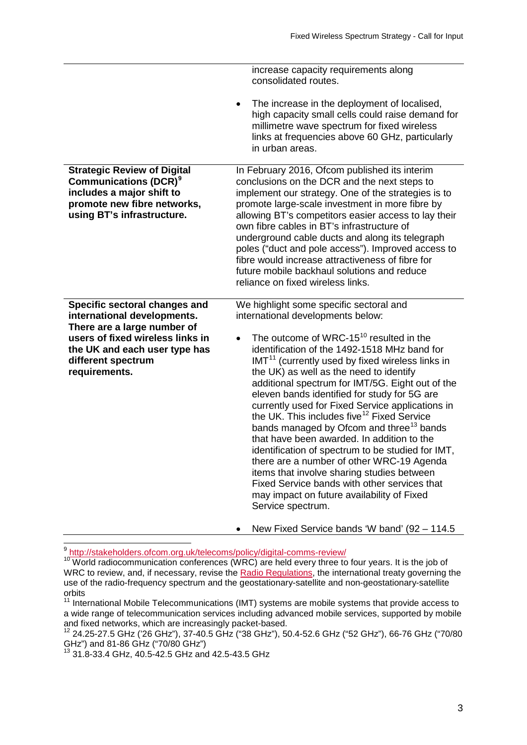| | |
|---|---|
| | increase capacity requirements along consolidated routes.<br><br>• The increase in the deployment of localised, high capacity small cells could raise demand for millimetre wave spectrum for fixed wireless links at frequencies above 60 GHz, particularly in urban areas. |
| **Strategic Review of Digital Communications (DCR)[9] includes a major shift to promote new fibre networks, using BT's infrastructure.** | In February 2016, Ofcom published its interim conclusions on the DCR and the next steps to implement our strategy. One of the strategies is to promote large-scale investment in more fibre by allowing BT's competitors easier access to lay their own fibre cables in BT's infrastructure of underground cable ducts and along its telegraph poles ("duct and pole access"). Improved access to fibre would increase attractiveness of fibre for future mobile backhaul solutions and reduce reliance on fixed wireless links. |
| **Specific sectoral changes and international developments. There are a large number of users of fixed wireless links in the UK and each user type has different spectrum requirements.** | We highlight some specific sectoral and international developments below:<br><br>• The outcome of WRC-15[10] resulted in the identification of the 1492-1518 MHz band for IMT[11] (currently used by fixed wireless links in the UK) as well as the need to identify additional spectrum for IMT/5G. Eight out of the eleven bands identified for study for 5G are currently used for Fixed Service applications in the UK. This includes five[12] Fixed Service bands managed by Ofcom and three[13] bands that have been awarded. In addition to the identification of spectrum to be studied for IMT, there are a number of other WRC-19 Agenda items that involve sharing studies between Fixed Service bands with other services that may impact on future availability of Fixed Service spectrum.<br><br>• New Fixed Service bands 'W band' (92 – 114.5 |

[9] http://stakeholders.ofcom.org.uk/telecoms/policy/digital-comms-review/

[10] World radiocommunication conferences (WRC) are held every three to four years. It is the job of WRC to review, and, if necessary, revise the Radio Regulations, the international treaty governing the use of the radio-frequency spectrum and the geostationary-satellite and non-geostationary-satellite orbits

[11] International Mobile Telecommunications (IMT) systems are mobile systems that provide access to a wide range of telecommunication services including advanced mobile services, supported by mobile and fixed networks, which are increasingly packet-based.

[12] 24.25-27.5 GHz ('26 GHz"), 37-40.5 GHz ("38 GHz"), 50.4-52.6 GHz ("52 GHz"), 66-76 GHz ("70/80 GHz") and 81-86 GHz ("70/80 GHz")

[13] 31.8-33.4 GHz, 40.5-42.5 GHz and 42.5-43.5 GHz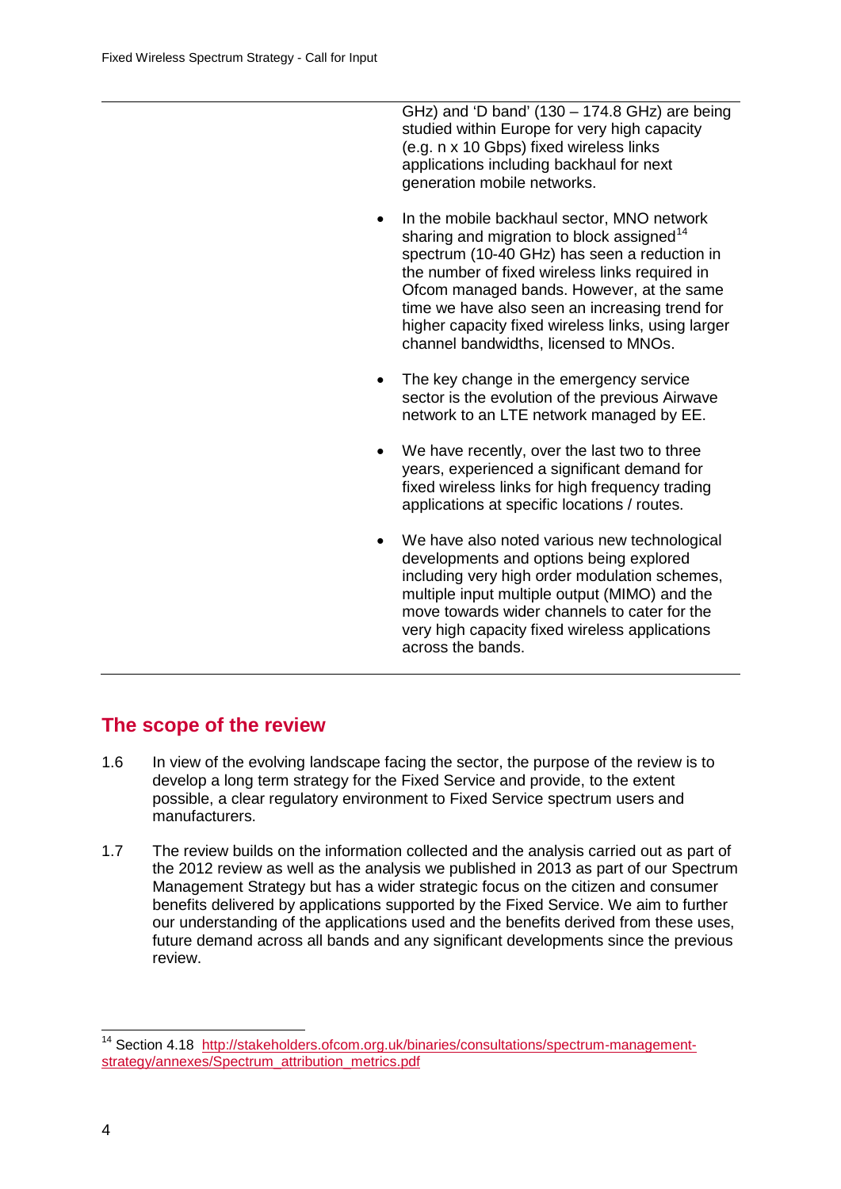GHz) and 'D band' (130 – 174.8 GHz) are being studied within Europe for very high capacity (e.g. n x 10 Gbps) fixed wireless links applications including backhaul for next generation mobile networks.

- In the mobile backhaul sector, MNO network sharing and migration to block assigned[14] spectrum (10-40 GHz) has seen a reduction in the number of fixed wireless links required in Ofcom managed bands. However, at the same time we have also seen an increasing trend for higher capacity fixed wireless links, using larger channel bandwidths, licensed to MNOs.

- The key change in the emergency service sector is the evolution of the previous Airwave network to an LTE network managed by EE.

- We have recently, over the last two to three years, experienced a significant demand for fixed wireless links for high frequency trading applications at specific locations / routes.

- We have also noted various new technological developments and options being explored including very high order modulation schemes, multiple input multiple output (MIMO) and the move towards wider channels to cater for the very high capacity fixed wireless applications across the bands.

## The scope of the review

1.6 In view of the evolving landscape facing the sector, the purpose of the review is to develop a long term strategy for the Fixed Service and provide, to the extent possible, a clear regulatory environment to Fixed Service spectrum users and manufacturers.

1.7 The review builds on the information collected and the analysis carried out as part of the 2012 review as well as the analysis we published in 2013 as part of our Spectrum Management Strategy but has a wider strategic focus on the citizen and consumer benefits delivered by applications supported by the Fixed Service. We aim to further our understanding of the applications used and the benefits derived from these uses, future demand across all bands and any significant developments since the previous review.

[14] Section 4.18 http://stakeholders.ofcom.org.uk/binaries/consultations/spectrum-management-strategy/annexes/Spectrum_attribution_metrics.pdf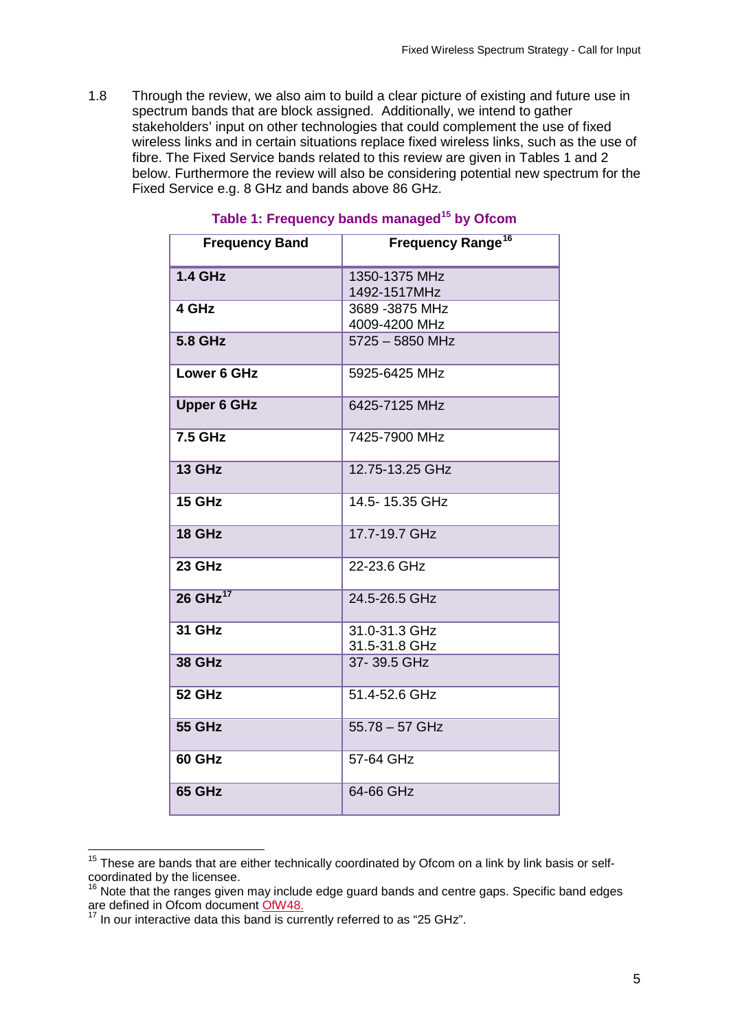1.8 Through the review, we also aim to build a clear picture of existing and future use in spectrum bands that are block assigned. Additionally, we intend to gather stakeholders' input on other technologies that could complement the use of fixed wireless links and in certain situations replace fixed wireless links, such as the use of fibre. The Fixed Service bands related to this review are given in Tables 1 and 2 below. Furthermore the review will also be considering potential new spectrum for the Fixed Service e.g. 8 GHz and bands above 86 GHz.

**Table 1: Frequency bands managed[15] by Ofcom**

| Frequency Band | Frequency Range[16] |
|---|---|
| **1.4 GHz** | 1350-1375 MHz<br>1492-1517MHz |
| **4 GHz** | 3689 -3875 MHz<br>4009-4200 MHz |
| **5.8 GHz** | 5725 – 5850 MHz |
| **Lower 6 GHz** | 5925-6425 MHz |
| **Upper 6 GHz** | 6425-7125 MHz |
| **7.5 GHz** | 7425-7900 MHz |
| **13 GHz** | 12.75-13.25 GHz |
| **15 GHz** | 14.5- 15.35 GHz |
| **18 GHz** | 17.7-19.7 GHz |
| **23 GHz** | 22-23.6 GHz |
| **26 GHz[17]** | 24.5-26.5 GHz |
| **31 GHz** | 31.0-31.3 GHz<br>31.5-31.8 GHz |
| **38 GHz** | 37- 39.5 GHz |
| **52 GHz** | 51.4-52.6 GHz |
| **55 GHz** | 55.78 – 57 GHz |
| **60 GHz** | 57-64 GHz |
| **65 GHz** | 64-66 GHz |

[15] These are bands that are either technically coordinated by Ofcom on a link by link basis or self-coordinated by the licensee.

[16] Note that the ranges given may include edge guard bands and centre gaps. Specific band edges are defined in Ofcom document OfW48.

[17] In our interactive data this band is currently referred to as "25 GHz".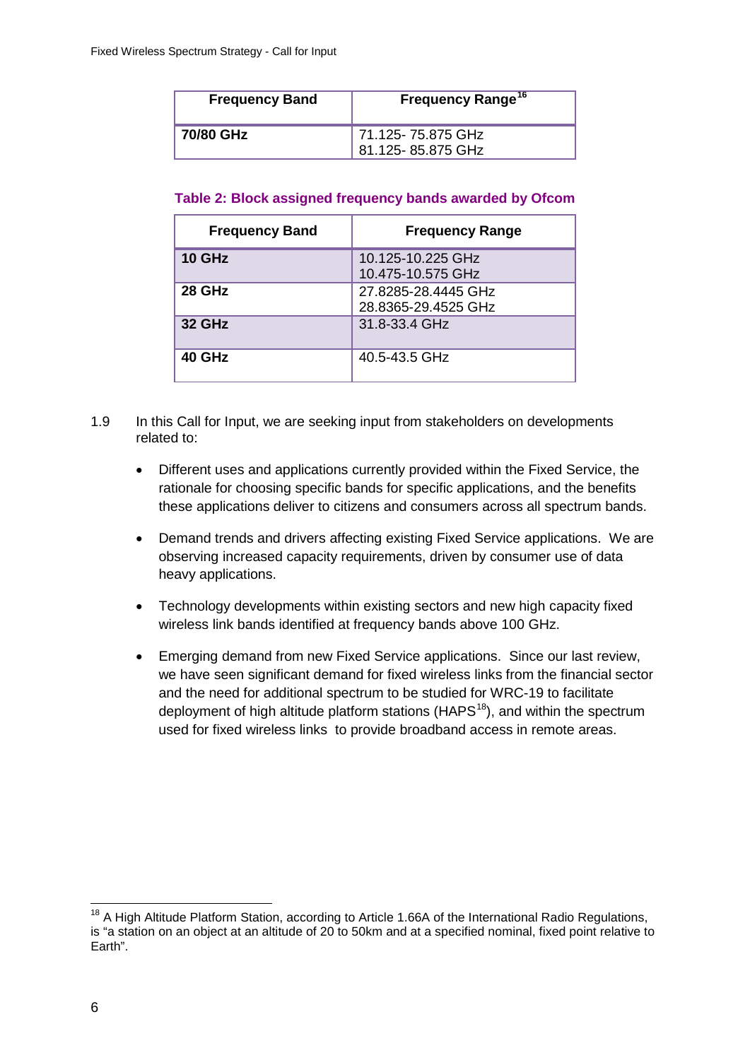| Frequency Band | Frequency Range[16] |
|---|---|
| **70/80 GHz** | 71.125- 75.875 GHz<br>81.125- 85.875 GHz |

**Table 2: Block assigned frequency bands awarded by Ofcom**

| Frequency Band | Frequency Range |
|---|---|
| **10 GHz** | 10.125-10.225 GHz<br>10.475-10.575 GHz |
| **28 GHz** | 27.8285-28.4445 GHz<br>28.8365-29.4525 GHz |
| **32 GHz** | 31.8-33.4 GHz |
| **40 GHz** | 40.5-43.5 GHz |

1.9 In this Call for Input, we are seeking input from stakeholders on developments related to:

- Different uses and applications currently provided within the Fixed Service, the rationale for choosing specific bands for specific applications, and the benefits these applications deliver to citizens and consumers across all spectrum bands.

- Demand trends and drivers affecting existing Fixed Service applications. We are observing increased capacity requirements, driven by consumer use of data heavy applications.

- Technology developments within existing sectors and new high capacity fixed wireless link bands identified at frequency bands above 100 GHz.

- Emerging demand from new Fixed Service applications. Since our last review, we have seen significant demand for fixed wireless links from the financial sector and the need for additional spectrum to be studied for WRC-19 to facilitate deployment of high altitude platform stations (HAPS[18]), and within the spectrum used for fixed wireless links to provide broadband access in remote areas.

[18] A High Altitude Platform Station, according to Article 1.66A of the International Radio Regulations, is "a station on an object at an altitude of 20 to 50km and at a specified nominal, fixed point relative to Earth".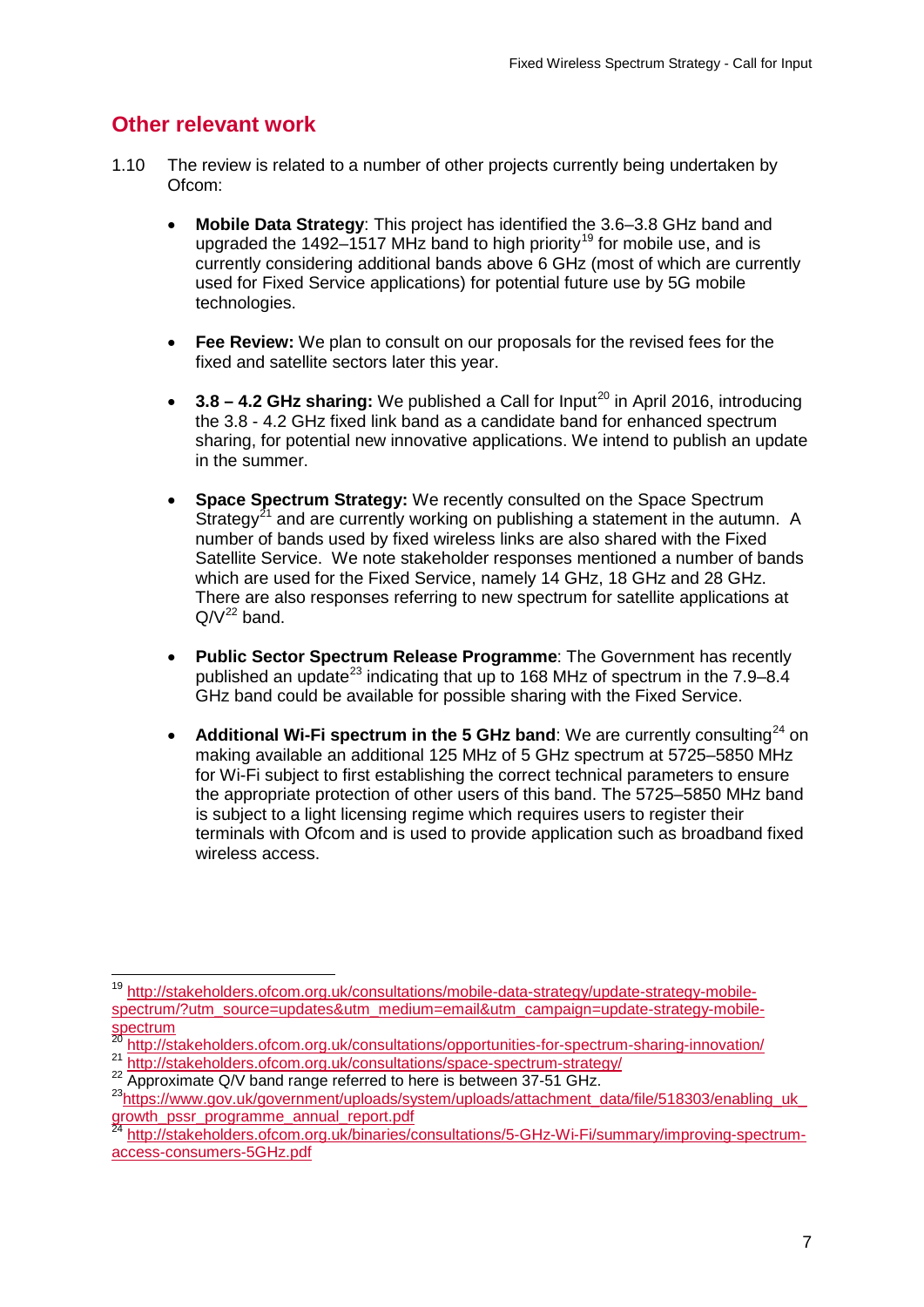## Other relevant work

1.10 The review is related to a number of other projects currently being undertaken by Ofcom:

- **Mobile Data Strategy**: This project has identified the 3.6–3.8 GHz band and upgraded the 1492–1517 MHz band to high priority[19] for mobile use, and is currently considering additional bands above 6 GHz (most of which are currently used for Fixed Service applications) for potential future use by 5G mobile technologies.

- **Fee Review:** We plan to consult on our proposals for the revised fees for the fixed and satellite sectors later this year.

- **3.8 – 4.2 GHz sharing:** We published a Call for Input[20] in April 2016, introducing the 3.8 - 4.2 GHz fixed link band as a candidate band for enhanced spectrum sharing, for potential new innovative applications. We intend to publish an update in the summer.

- **Space Spectrum Strategy:** We recently consulted on the Space Spectrum Strategy[21] and are currently working on publishing a statement in the autumn. A number of bands used by fixed wireless links are also shared with the Fixed Satellite Service. We note stakeholder responses mentioned a number of bands which are used for the Fixed Service, namely 14 GHz, 18 GHz and 28 GHz. There are also responses referring to new spectrum for satellite applications at Q/V[22] band.

- **Public Sector Spectrum Release Programme**: The Government has recently published an update[23] indicating that up to 168 MHz of spectrum in the 7.9–8.4 GHz band could be available for possible sharing with the Fixed Service.

- **Additional Wi-Fi spectrum in the 5 GHz band**: We are currently consulting[24] on making available an additional 125 MHz of 5 GHz spectrum at 5725–5850 MHz for Wi-Fi subject to first establishing the correct technical parameters to ensure the appropriate protection of other users of this band. The 5725–5850 MHz band is subject to a light licensing regime which requires users to register their terminals with Ofcom and is used to provide application such as broadband fixed wireless access.

---

[19] http://stakeholders.ofcom.org.uk/consultations/mobile-data-strategy/update-strategy-mobile-spectrum/?utm_source=updates&utm_medium=email&utm_campaign=update-strategy-mobile-spectrum

[20] http://stakeholders.ofcom.org.uk/consultations/opportunities-for-spectrum-sharing-innovation/

[21] http://stakeholders.ofcom.org.uk/consultations/space-spectrum-strategy/

[22] Approximate Q/V band range referred to here is between 37-51 GHz.

[23] https://www.gov.uk/government/uploads/system/uploads/attachment_data/file/518303/enabling_uk_growth_pssr_programme_annual_report.pdf

[24] http://stakeholders.ofcom.org.uk/binaries/consultations/5-GHz-Wi-Fi/summary/improving-spectrum-access-consumers-5GHz.pdf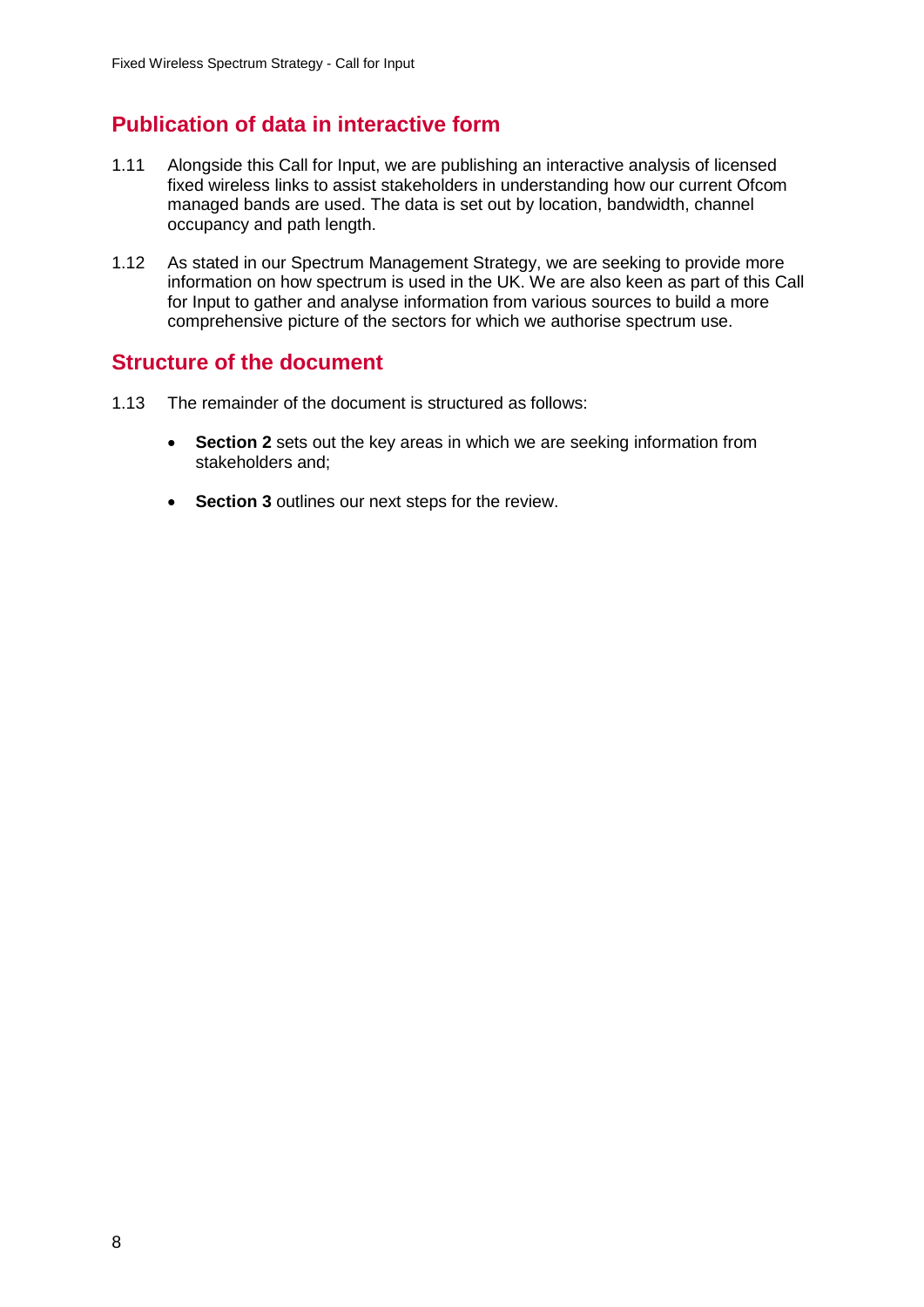## Publication of data in interactive form

1.11 Alongside this Call for Input, we are publishing an interactive analysis of licensed fixed wireless links to assist stakeholders in understanding how our current Ofcom managed bands are used. The data is set out by location, bandwidth, channel occupancy and path length.

1.12 As stated in our Spectrum Management Strategy, we are seeking to provide more information on how spectrum is used in the UK. We are also keen as part of this Call for Input to gather and analyse information from various sources to build a more comprehensive picture of the sectors for which we authorise spectrum use.

## Structure of the document

1.13 The remainder of the document is structured as follows:

- **Section 2** sets out the key areas in which we are seeking information from stakeholders and;
- **Section 3** outlines our next steps for the review.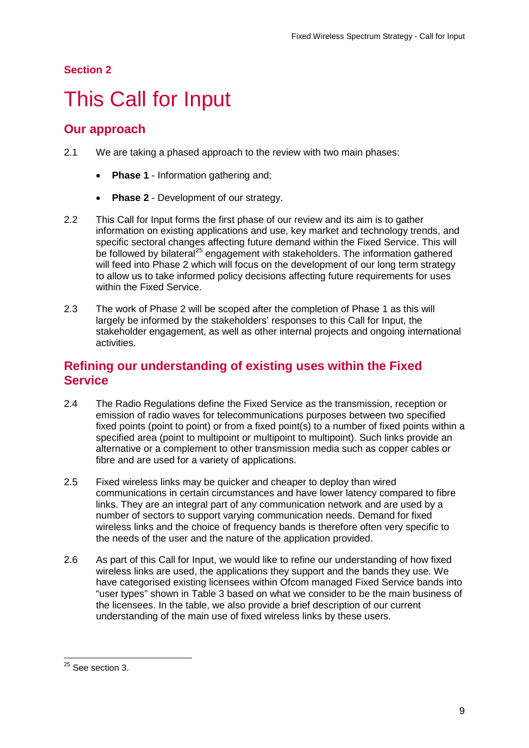## Section 2

# This Call for Input

## Our approach

2.1 We are taking a phased approach to the review with two main phases:

- **Phase 1** - Information gathering and;
- **Phase 2** - Development of our strategy.

2.2 This Call for Input forms the first phase of our review and its aim is to gather information on existing applications and use, key market and technology trends, and specific sectoral changes affecting future demand within the Fixed Service. This will be followed by bilateral[25] engagement with stakeholders. The information gathered will feed into Phase 2 which will focus on the development of our long term strategy to allow us to take informed policy decisions affecting future requirements for uses within the Fixed Service.

2.3 The work of Phase 2 will be scoped after the completion of Phase 1 as this will largely be informed by the stakeholders' responses to this Call for Input, the stakeholder engagement, as well as other internal projects and ongoing international activities.

## Refining our understanding of existing uses within the Fixed Service

2.4 The Radio Regulations define the Fixed Service as the transmission, reception or emission of radio waves for telecommunications purposes between two specified fixed points (point to point) or from a fixed point(s) to a number of fixed points within a specified area (point to multipoint or multipoint to multipoint). Such links provide an alternative or a complement to other transmission media such as copper cables or fibre and are used for a variety of applications.

2.5 Fixed wireless links may be quicker and cheaper to deploy than wired communications in certain circumstances and have lower latency compared to fibre links. They are an integral part of any communication network and are used by a number of sectors to support varying communication needs. Demand for fixed wireless links and the choice of frequency bands is therefore often very specific to the needs of the user and the nature of the application provided.

2.6 As part of this Call for Input, we would like to refine our understanding of how fixed wireless links are used, the applications they support and the bands they use. We have categorised existing licensees within Ofcom managed Fixed Service bands into "user types" shown in Table 3 based on what we consider to be the main business of the licensees. In the table, we also provide a brief description of our current understanding of the main use of fixed wireless links by these users.

[25] See section 3.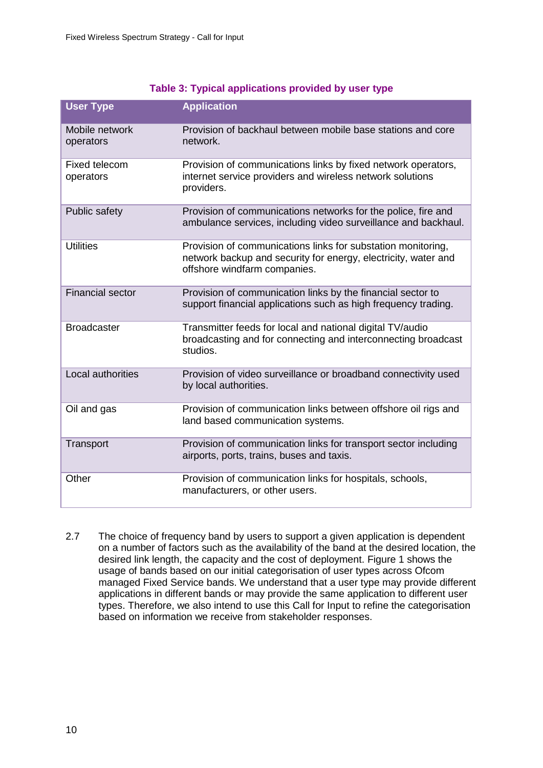**Table 3: Typical applications provided by user type**

| User Type | Application |
|---|---|
| Mobile network operators | Provision of backhaul between mobile base stations and core network. |
| Fixed telecom operators | Provision of communications links by fixed network operators, internet service providers and wireless network solutions providers. |
| Public safety | Provision of communications networks for the police, fire and ambulance services, including video surveillance and backhaul. |
| Utilities | Provision of communications links for substation monitoring, network backup and security for energy, electricity, water and offshore windfarm companies. |
| Financial sector | Provision of communication links by the financial sector to support financial applications such as high frequency trading. |
| Broadcaster | Transmitter feeds for local and national digital TV/audio broadcasting and for connecting and interconnecting broadcast studios. |
| Local authorities | Provision of video surveillance or broadband connectivity used by local authorities. |
| Oil and gas | Provision of communication links between offshore oil rigs and land based communication systems. |
| Transport | Provision of communication links for transport sector including airports, ports, trains, buses and taxis. |
| Other | Provision of communication links for hospitals, schools, manufacturers, or other users. |

2.7 The choice of frequency band by users to support a given application is dependent on a number of factors such as the availability of the band at the desired location, the desired link length, the capacity and the cost of deployment. Figure 1 shows the usage of bands based on our initial categorisation of user types across Ofcom managed Fixed Service bands. We understand that a user type may provide different applications in different bands or may provide the same application to different user types. Therefore, we also intend to use this Call for Input to refine the categorisation based on information we receive from stakeholder responses.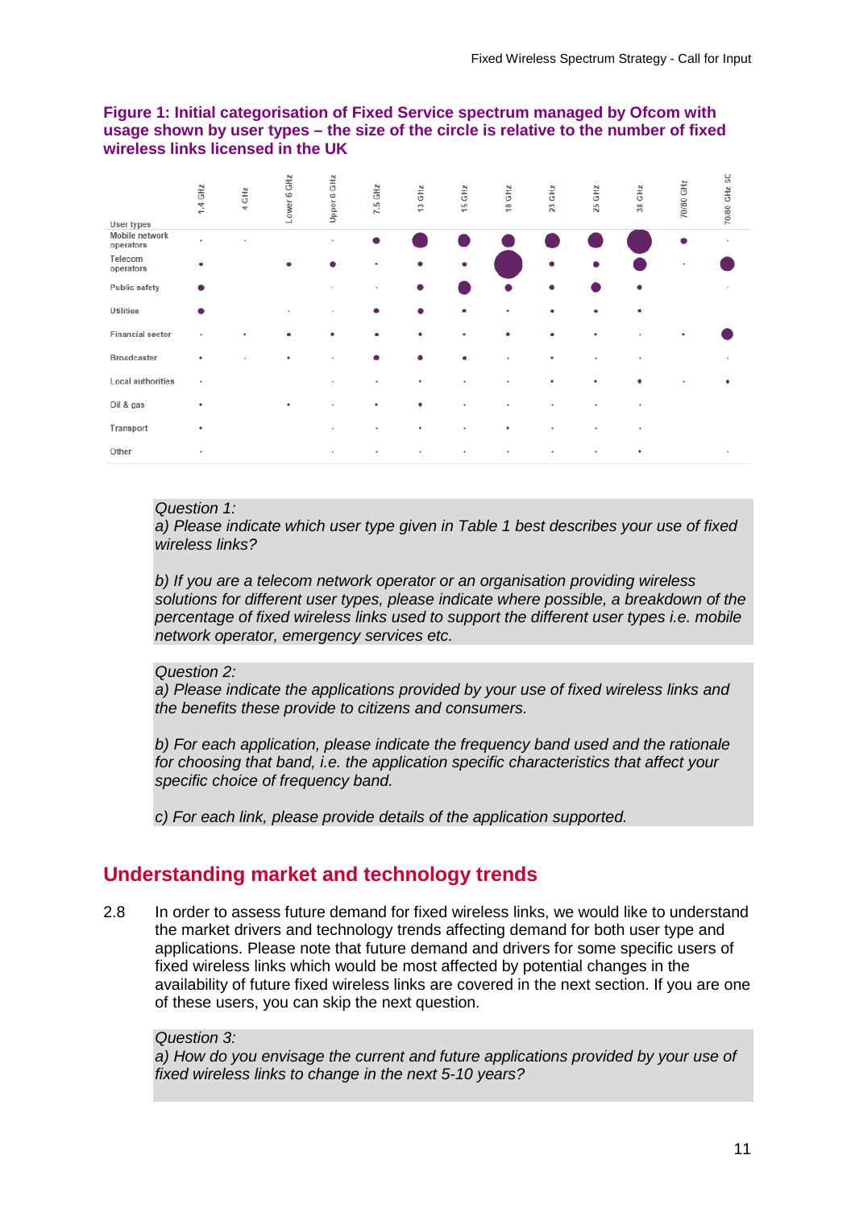**Figure 1: Initial categorisation of Fixed Service spectrum managed by Ofcom with usage shown by user types – the size of the circle is relative to the number of fixed wireless links licensed in the UK**

| User types | 1.4 GHz | 4 GHz | Lower 6 GHz | Upper 6 GHz | 7.5 GHz | 13 GHz | 15 GHz | 18 GHz | 23 GHz | 25 GHz | 38 GHz | 70/80 GHz | 70/80 GHz SC |
|---|---|---|---|---|---|---|---|---|---|---|---|---|---|
| Mobile network operators | • | • | | • | ● | ● | ● | ● | ● | ● | ● | ● | • |
| Telecom operators | • | | • | ● | • | • | • | ● | • | • | ● | • | ● |
| Public safety | ● | | | • | • | • | ● | ● | • | ● | • | | • |
| Utilities | ● | | • | • | • | • | • | • | • | • | • | | |
| Financial sector | • | • | • | • | • | • | • | • | • | • | • | • | ● |
| Broadcaster | • | • | • | • | ● | ● | • | • | • | • | • | | • |
| Local authorities | • | | | • | • | • | • | • | • | • | • | • | • |
| Oil & gas | • | | • | • | • | • | • | • | • | • | • | | |
| Transport | • | | | • | • | • | • | • | • | • | • | | |
| Other | • | | | • | • | • | • | • | • | • | • | | • |

*Question 1:*
*a) Please indicate which user type given in Table 1 best describes your use of fixed wireless links?*

*b) If you are a telecom network operator or an organisation providing wireless solutions for different user types, please indicate where possible, a breakdown of the percentage of fixed wireless links used to support the different user types i.e. mobile network operator, emergency services etc.*

*Question 2:*
*a) Please indicate the applications provided by your use of fixed wireless links and the benefits these provide to citizens and consumers.*

*b) For each application, please indicate the frequency band used and the rationale for choosing that band, i.e. the application specific characteristics that affect your specific choice of frequency band.*

*c) For each link, please provide details of the application supported.*

## Understanding market and technology trends

2.8 In order to assess future demand for fixed wireless links, we would like to understand the market drivers and technology trends affecting demand for both user type and applications. Please note that future demand and drivers for some specific users of fixed wireless links which would be most affected by potential changes in the availability of future fixed wireless links are covered in the next section. If you are one of these users, you can skip the next question.

*Question 3:*
*a) How do you envisage the current and future applications provided by your use of fixed wireless links to change in the next 5-10 years?*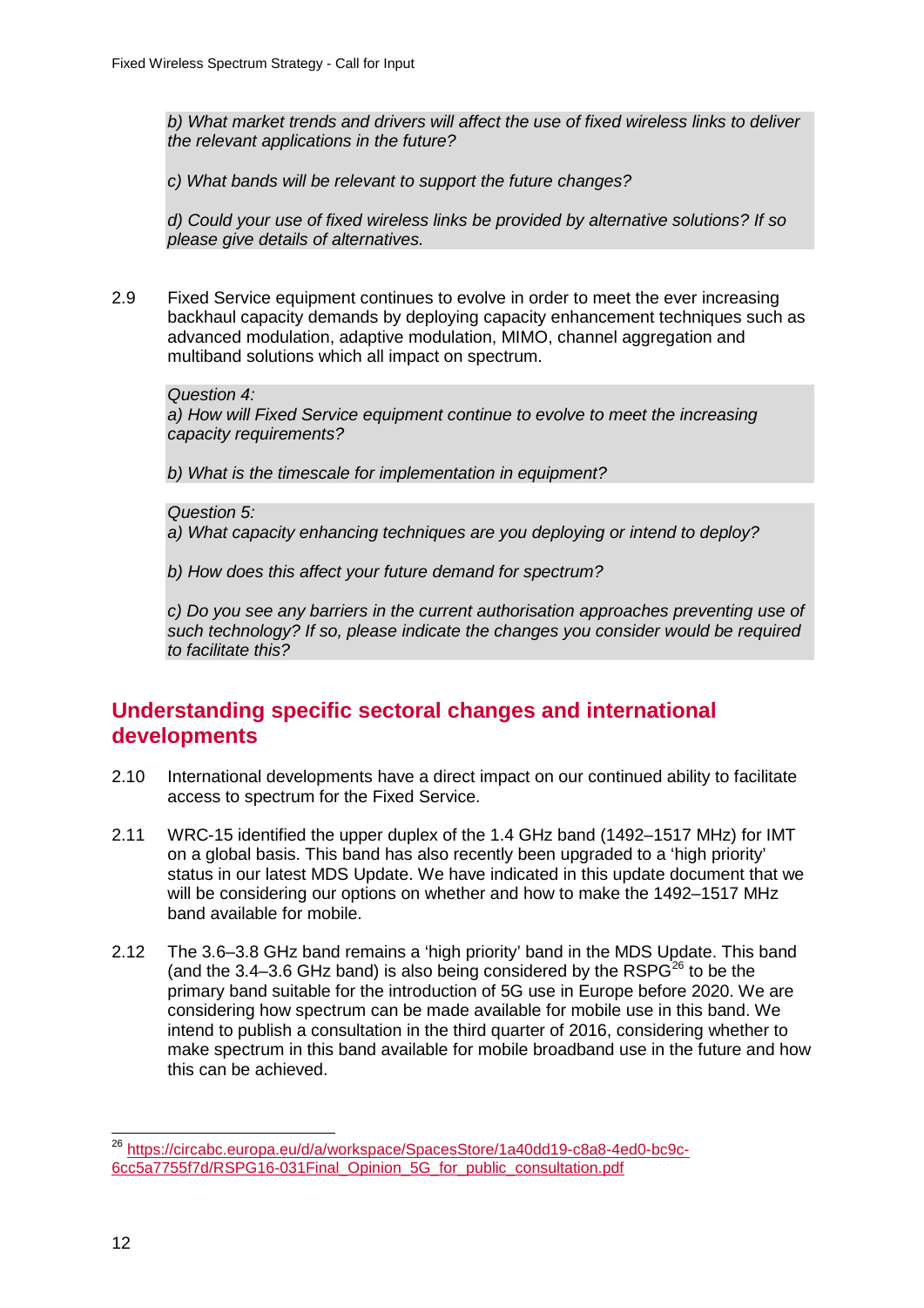*b) What market trends and drivers will affect the use of fixed wireless links to deliver the relevant applications in the future?*

*c) What bands will be relevant to support the future changes?*

*d) Could your use of fixed wireless links be provided by alternative solutions? If so please give details of alternatives.*

2.9 Fixed Service equipment continues to evolve in order to meet the ever increasing backhaul capacity demands by deploying capacity enhancement techniques such as advanced modulation, adaptive modulation, MIMO, channel aggregation and multiband solutions which all impact on spectrum.

*Question 4:*
*a) How will Fixed Service equipment continue to evolve to meet the increasing capacity requirements?*

*b) What is the timescale for implementation in equipment?*

*Question 5:*
*a) What capacity enhancing techniques are you deploying or intend to deploy?*

*b) How does this affect your future demand for spectrum?*

*c) Do you see any barriers in the current authorisation approaches preventing use of such technology? If so, please indicate the changes you consider would be required to facilitate this?*

## Understanding specific sectoral changes and international developments

2.10 International developments have a direct impact on our continued ability to facilitate access to spectrum for the Fixed Service.

2.11 WRC-15 identified the upper duplex of the 1.4 GHz band (1492–1517 MHz) for IMT on a global basis. This band has also recently been upgraded to a 'high priority' status in our latest MDS Update. We have indicated in this update document that we will be considering our options on whether and how to make the 1492–1517 MHz band available for mobile.

2.12 The 3.6–3.8 GHz band remains a 'high priority' band in the MDS Update. This band (and the 3.4–3.6 GHz band) is also being considered by the RSPG[26] to be the primary band suitable for the introduction of 5G use in Europe before 2020. We are considering how spectrum can be made available for mobile use in this band. We intend to publish a consultation in the third quarter of 2016, considering whether to make spectrum in this band available for mobile broadband use in the future and how this can be achieved.

---

[26] https://circabc.europa.eu/d/a/workspace/SpacesStore/1a40dd19-c8a8-4ed0-bc9c-6cc5a7755f7d/RSPG16-031Final_Opinion_5G_for_public_consultation.pdf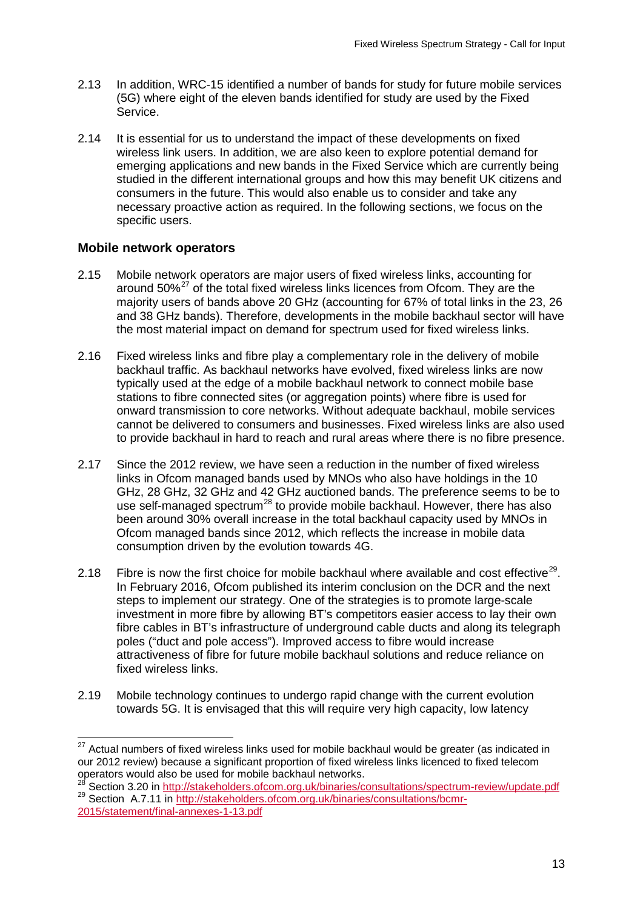2.13 In addition, WRC-15 identified a number of bands for study for future mobile services (5G) where eight of the eleven bands identified for study are used by the Fixed Service.

2.14 It is essential for us to understand the impact of these developments on fixed wireless link users. In addition, we are also keen to explore potential demand for emerging applications and new bands in the Fixed Service which are currently being studied in the different international groups and how this may benefit UK citizens and consumers in the future. This would also enable us to consider and take any necessary proactive action as required. In the following sections, we focus on the specific users.

### Mobile network operators

2.15 Mobile network operators are major users of fixed wireless links, accounting for around 50%[27] of the total fixed wireless links licences from Ofcom. They are the majority users of bands above 20 GHz (accounting for 67% of total links in the 23, 26 and 38 GHz bands). Therefore, developments in the mobile backhaul sector will have the most material impact on demand for spectrum used for fixed wireless links.

2.16 Fixed wireless links and fibre play a complementary role in the delivery of mobile backhaul traffic. As backhaul networks have evolved, fixed wireless links are now typically used at the edge of a mobile backhaul network to connect mobile base stations to fibre connected sites (or aggregation points) where fibre is used for onward transmission to core networks. Without adequate backhaul, mobile services cannot be delivered to consumers and businesses. Fixed wireless links are also used to provide backhaul in hard to reach and rural areas where there is no fibre presence.

2.17 Since the 2012 review, we have seen a reduction in the number of fixed wireless links in Ofcom managed bands used by MNOs who also have holdings in the 10 GHz, 28 GHz, 32 GHz and 42 GHz auctioned bands. The preference seems to be to use self-managed spectrum[28] to provide mobile backhaul. However, there has also been around 30% overall increase in the total backhaul capacity used by MNOs in Ofcom managed bands since 2012, which reflects the increase in mobile data consumption driven by the evolution towards 4G.

2.18 Fibre is now the first choice for mobile backhaul where available and cost effective[29]. In February 2016, Ofcom published its interim conclusion on the DCR and the next steps to implement our strategy. One of the strategies is to promote large-scale investment in more fibre by allowing BT's competitors easier access to lay their own fibre cables in BT's infrastructure of underground cable ducts and along its telegraph poles ("duct and pole access"). Improved access to fibre would increase attractiveness of fibre for future mobile backhaul solutions and reduce reliance on fixed wireless links.

2.19 Mobile technology continues to undergo rapid change with the current evolution towards 5G. It is envisaged that this will require very high capacity, low latency

---

[27] Actual numbers of fixed wireless links used for mobile backhaul would be greater (as indicated in our 2012 review) because a significant proportion of fixed wireless links licenced to fixed telecom operators would also be used for mobile backhaul networks.

[28] Section 3.20 in http://stakeholders.ofcom.org.uk/binaries/consultations/spectrum-review/update.pdf

[29] Section A.7.11 in http://stakeholders.ofcom.org.uk/binaries/consultations/bcmr-2015/statement/final-annexes-1-13.pdf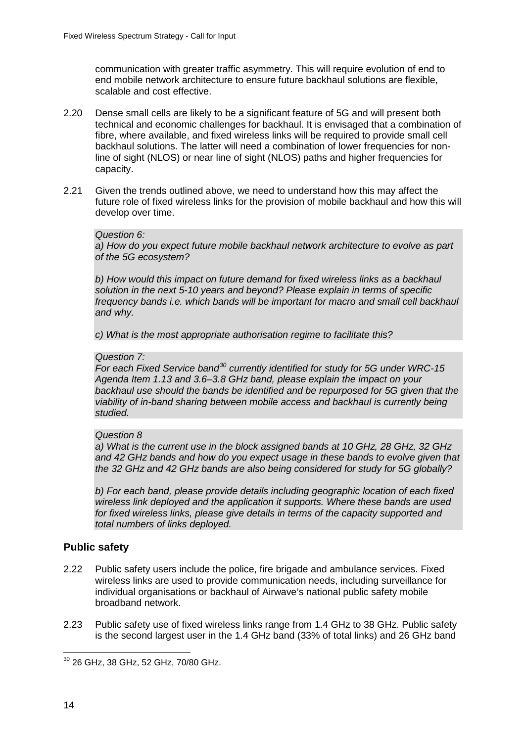communication with greater traffic asymmetry. This will require evolution of end to end mobile network architecture to ensure future backhaul solutions are flexible, scalable and cost effective.

2.20 Dense small cells are likely to be a significant feature of 5G and will present both technical and economic challenges for backhaul. It is envisaged that a combination of fibre, where available, and fixed wireless links will be required to provide small cell backhaul solutions. The latter will need a combination of lower frequencies for non-line of sight (NLOS) or near line of sight (NLOS) paths and higher frequencies for capacity.

2.21 Given the trends outlined above, we need to understand how this may affect the future role of fixed wireless links for the provision of mobile backhaul and how this will develop over time.

> *Question 6:*
>
> *a) How do you expect future mobile backhaul network architecture to evolve as part of the 5G ecosystem?*
>
> *b) How would this impact on future demand for fixed wireless links as a backhaul solution in the next 5-10 years and beyond? Please explain in terms of specific frequency bands i.e. which bands will be important for macro and small cell backhaul and why.*
>
> *c) What is the most appropriate authorisation regime to facilitate this?*

> *Question 7:*
>
> *For each Fixed Service band[30] currently identified for study for 5G under WRC-15 Agenda Item 1.13 and 3.6–3.8 GHz band, please explain the impact on your backhaul use should the bands be identified and be repurposed for 5G given that the viability of in-band sharing between mobile access and backhaul is currently being studied.*

> *Question 8*
>
> *a) What is the current use in the block assigned bands at 10 GHz, 28 GHz, 32 GHz and 42 GHz bands and how do you expect usage in these bands to evolve given that the 32 GHz and 42 GHz bands are also being considered for study for 5G globally?*
>
> *b) For each band, please provide details including geographic location of each fixed wireless link deployed and the application it supports. Where these bands are used for fixed wireless links, please give details in terms of the capacity supported and total numbers of links deployed.*

### Public safety

2.22 Public safety users include the police, fire brigade and ambulance services. Fixed wireless links are used to provide communication needs, including surveillance for individual organisations or backhaul of Airwave's national public safety mobile broadband network.

2.23 Public safety use of fixed wireless links range from 1.4 GHz to 38 GHz. Public safety is the second largest user in the 1.4 GHz band (33% of total links) and 26 GHz band

[30] 26 GHz, 38 GHz, 52 GHz, 70/80 GHz.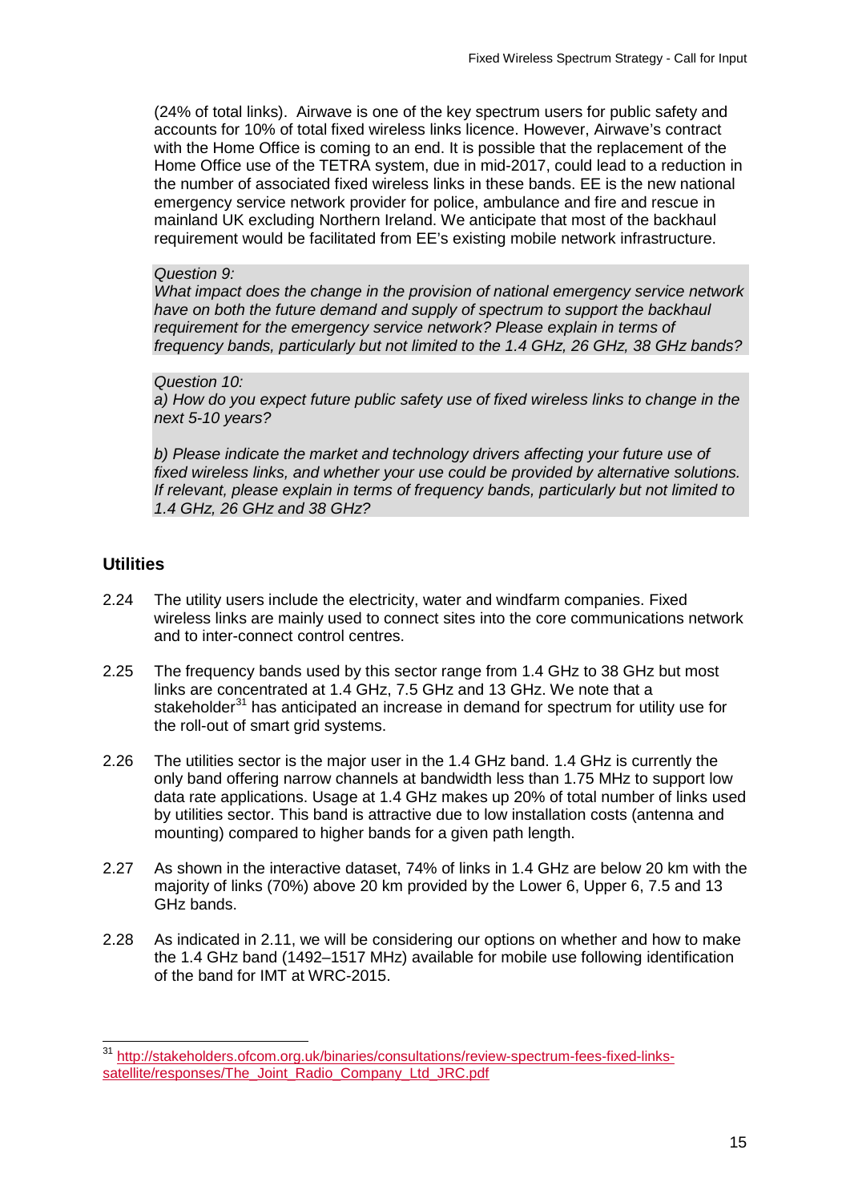(24% of total links). Airwave is one of the key spectrum users for public safety and accounts for 10% of total fixed wireless links licence. However, Airwave's contract with the Home Office is coming to an end. It is possible that the replacement of the Home Office use of the TETRA system, due in mid-2017, could lead to a reduction in the number of associated fixed wireless links in these bands. EE is the new national emergency service network provider for police, ambulance and fire and rescue in mainland UK excluding Northern Ireland. We anticipate that most of the backhaul requirement would be facilitated from EE's existing mobile network infrastructure.

*Question 9:*
*What impact does the change in the provision of national emergency service network have on both the future demand and supply of spectrum to support the backhaul requirement for the emergency service network? Please explain in terms of frequency bands, particularly but not limited to the 1.4 GHz, 26 GHz, 38 GHz bands?*

*Question 10:*
*a) How do you expect future public safety use of fixed wireless links to change in the next 5-10 years?*

*b) Please indicate the market and technology drivers affecting your future use of fixed wireless links, and whether your use could be provided by alternative solutions. If relevant, please explain in terms of frequency bands, particularly but not limited to 1.4 GHz, 26 GHz and 38 GHz?*

## Utilities

2.24 The utility users include the electricity, water and windfarm companies. Fixed wireless links are mainly used to connect sites into the core communications network and to inter-connect control centres.

2.25 The frequency bands used by this sector range from 1.4 GHz to 38 GHz but most links are concentrated at 1.4 GHz, 7.5 GHz and 13 GHz. We note that a stakeholder[31] has anticipated an increase in demand for spectrum for utility use for the roll-out of smart grid systems.

2.26 The utilities sector is the major user in the 1.4 GHz band. 1.4 GHz is currently the only band offering narrow channels at bandwidth less than 1.75 MHz to support low data rate applications. Usage at 1.4 GHz makes up 20% of total number of links used by utilities sector. This band is attractive due to low installation costs (antenna and mounting) compared to higher bands for a given path length.

2.27 As shown in the interactive dataset, 74% of links in 1.4 GHz are below 20 km with the majority of links (70%) above 20 km provided by the Lower 6, Upper 6, 7.5 and 13 GHz bands.

2.28 As indicated in 2.11, we will be considering our options on whether and how to make the 1.4 GHz band (1492–1517 MHz) available for mobile use following identification of the band for IMT at WRC-2015.

[31] http://stakeholders.ofcom.org.uk/binaries/consultations/review-spectrum-fees-fixed-links-satellite/responses/The_Joint_Radio_Company_Ltd_JRC.pdf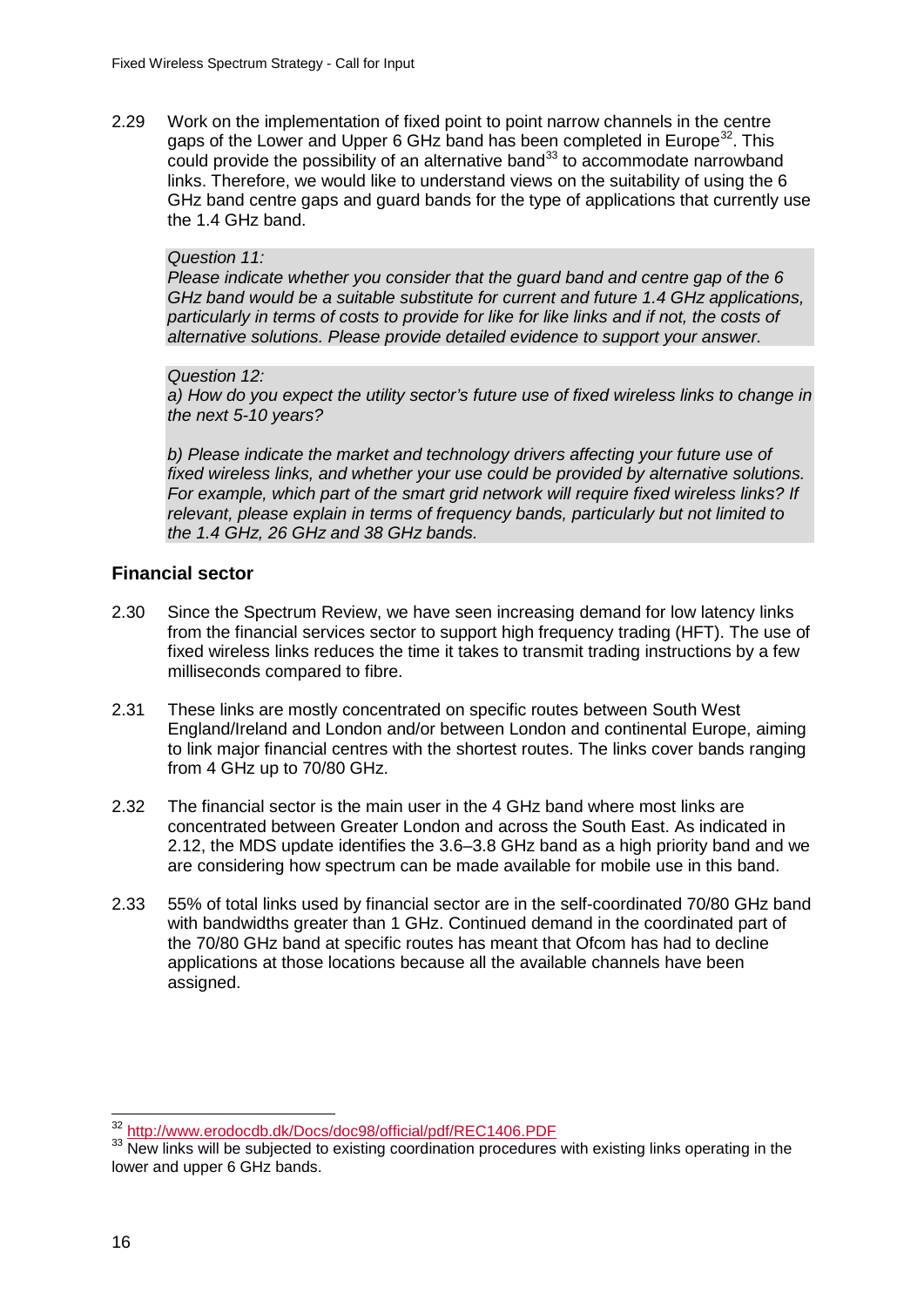2.29 Work on the implementation of fixed point to point narrow channels in the centre gaps of the Lower and Upper 6 GHz band has been completed in Europe[32]. This could provide the possibility of an alternative band[33] to accommodate narrowband links. Therefore, we would like to understand views on the suitability of using the 6 GHz band centre gaps and guard bands for the type of applications that currently use the 1.4 GHz band.

> *Question 11:*
> *Please indicate whether you consider that the guard band and centre gap of the 6 GHz band would be a suitable substitute for current and future 1.4 GHz applications, particularly in terms of costs to provide for like for like links and if not, the costs of alternative solutions. Please provide detailed evidence to support your answer.*

> *Question 12:*
> *a) How do you expect the utility sector's future use of fixed wireless links to change in the next 5-10 years?*
>
> *b) Please indicate the market and technology drivers affecting your future use of fixed wireless links, and whether your use could be provided by alternative solutions. For example, which part of the smart grid network will require fixed wireless links? If relevant, please explain in terms of frequency bands, particularly but not limited to the 1.4 GHz, 26 GHz and 38 GHz bands.*

### Financial sector

2.30 Since the Spectrum Review, we have seen increasing demand for low latency links from the financial services sector to support high frequency trading (HFT). The use of fixed wireless links reduces the time it takes to transmit trading instructions by a few milliseconds compared to fibre.

2.31 These links are mostly concentrated on specific routes between South West England/Ireland and London and/or between London and continental Europe, aiming to link major financial centres with the shortest routes. The links cover bands ranging from 4 GHz up to 70/80 GHz.

2.32 The financial sector is the main user in the 4 GHz band where most links are concentrated between Greater London and across the South East. As indicated in 2.12, the MDS update identifies the 3.6–3.8 GHz band as a high priority band and we are considering how spectrum can be made available for mobile use in this band.

2.33 55% of total links used by financial sector are in the self-coordinated 70/80 GHz band with bandwidths greater than 1 GHz. Continued demand in the coordinated part of the 70/80 GHz band at specific routes has meant that Ofcom has had to decline applications at those locations because all the available channels have been assigned.

---

[32] http://www.erodocdb.dk/Docs/doc98/official/pdf/REC1406.PDF

[33] New links will be subjected to existing coordination procedures with existing links operating in the lower and upper 6 GHz bands.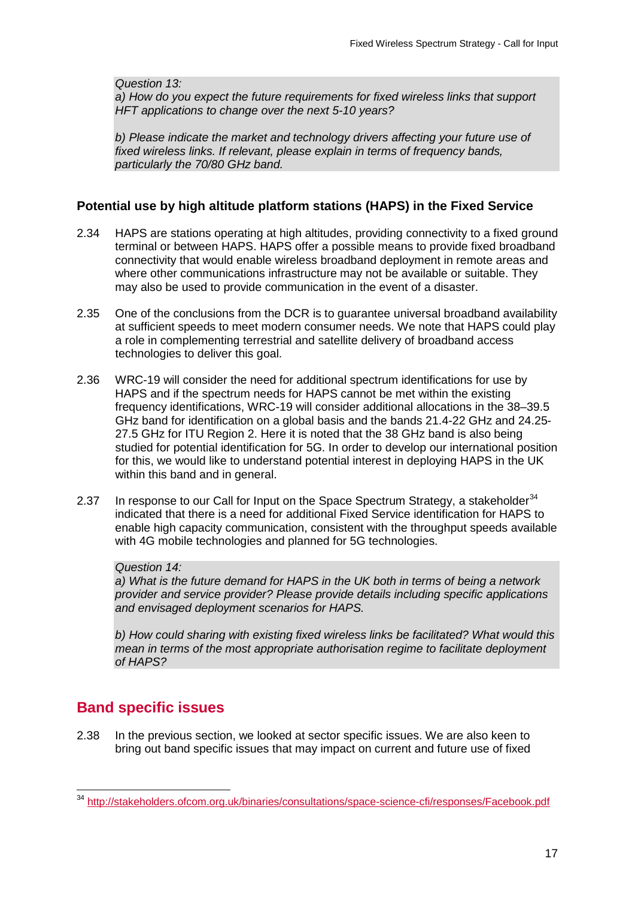*Question 13:*
*a) How do you expect the future requirements for fixed wireless links that support HFT applications to change over the next 5-10 years?*

*b) Please indicate the market and technology drivers affecting your future use of fixed wireless links. If relevant, please explain in terms of frequency bands, particularly the 70/80 GHz band.*

### Potential use by high altitude platform stations (HAPS) in the Fixed Service

2.34 HAPS are stations operating at high altitudes, providing connectivity to a fixed ground terminal or between HAPS. HAPS offer a possible means to provide fixed broadband connectivity that would enable wireless broadband deployment in remote areas and where other communications infrastructure may not be available or suitable. They may also be used to provide communication in the event of a disaster.

2.35 One of the conclusions from the DCR is to guarantee universal broadband availability at sufficient speeds to meet modern consumer needs. We note that HAPS could play a role in complementing terrestrial and satellite delivery of broadband access technologies to deliver this goal.

2.36 WRC-19 will consider the need for additional spectrum identifications for use by HAPS and if the spectrum needs for HAPS cannot be met within the existing frequency identifications, WRC-19 will consider additional allocations in the 38–39.5 GHz band for identification on a global basis and the bands 21.4-22 GHz and 24.25-27.5 GHz for ITU Region 2. Here it is noted that the 38 GHz band is also being studied for potential identification for 5G. In order to develop our international position for this, we would like to understand potential interest in deploying HAPS in the UK within this band and in general.

2.37 In response to our Call for Input on the Space Spectrum Strategy, a stakeholder[34] indicated that there is a need for additional Fixed Service identification for HAPS to enable high capacity communication, consistent with the throughput speeds available with 4G mobile technologies and planned for 5G technologies.

*Question 14:*
*a) What is the future demand for HAPS in the UK both in terms of being a network provider and service provider? Please provide details including specific applications and envisaged deployment scenarios for HAPS.*

*b) How could sharing with existing fixed wireless links be facilitated? What would this mean in terms of the most appropriate authorisation regime to facilitate deployment of HAPS?*

## Band specific issues

2.38 In the previous section, we looked at sector specific issues. We are also keen to bring out band specific issues that may impact on current and future use of fixed

---

[34] http://stakeholders.ofcom.org.uk/binaries/consultations/space-science-cfi/responses/Facebook.pdf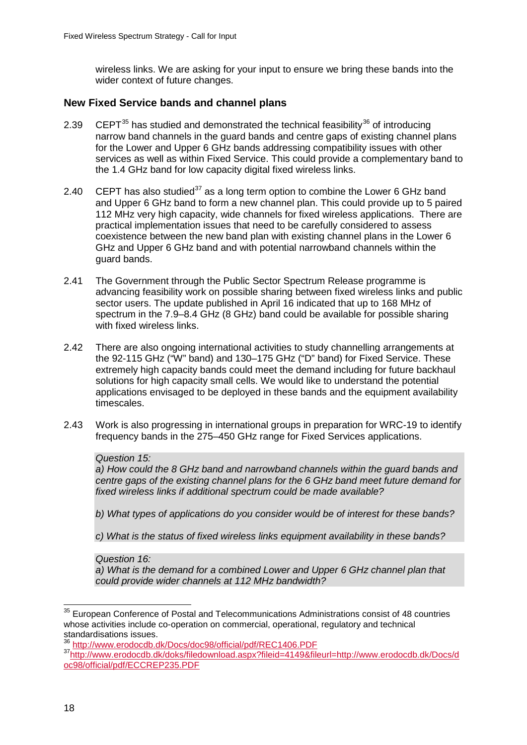wireless links. We are asking for your input to ensure we bring these bands into the wider context of future changes.

## New Fixed Service bands and channel plans

2.39 CEPT[35] has studied and demonstrated the technical feasibility[36] of introducing narrow band channels in the guard bands and centre gaps of existing channel plans for the Lower and Upper 6 GHz bands addressing compatibility issues with other services as well as within Fixed Service. This could provide a complementary band to the 1.4 GHz band for low capacity digital fixed wireless links.

2.40 CEPT has also studied[37] as a long term option to combine the Lower 6 GHz band and Upper 6 GHz band to form a new channel plan. This could provide up to 5 paired 112 MHz very high capacity, wide channels for fixed wireless applications. There are practical implementation issues that need to be carefully considered to assess coexistence between the new band plan with existing channel plans in the Lower 6 GHz and Upper 6 GHz band and with potential narrowband channels within the guard bands.

2.41 The Government through the Public Sector Spectrum Release programme is advancing feasibility work on possible sharing between fixed wireless links and public sector users. The update published in April 16 indicated that up to 168 MHz of spectrum in the 7.9–8.4 GHz (8 GHz) band could be available for possible sharing with fixed wireless links.

2.42 There are also ongoing international activities to study channelling arrangements at the 92-115 GHz ("W" band) and 130–175 GHz ("D" band) for Fixed Service. These extremely high capacity bands could meet the demand including for future backhaul solutions for high capacity small cells. We would like to understand the potential applications envisaged to be deployed in these bands and the equipment availability timescales.

2.43 Work is also progressing in international groups in preparation for WRC-19 to identify frequency bands in the 275–450 GHz range for Fixed Services applications.

*Question 15:*
*a) How could the 8 GHz band and narrowband channels within the guard bands and centre gaps of the existing channel plans for the 6 GHz band meet future demand for fixed wireless links if additional spectrum could be made available?*

*b) What types of applications do you consider would be of interest for these bands?*

*c) What is the status of fixed wireless links equipment availability in these bands?*

*Question 16:*
*a) What is the demand for a combined Lower and Upper 6 GHz channel plan that could provide wider channels at 112 MHz bandwidth?*

---

[35] European Conference of Postal and Telecommunications Administrations consist of 48 countries whose activities include co-operation on commercial, operational, regulatory and technical standardisations issues.

[36] http://www.erodocdb.dk/Docs/doc98/official/pdf/REC1406.PDF

[37] http://www.erodocdb.dk/doks/filedownload.aspx?fileid=4149&fileurl=http://www.erodocdb.dk/Docs/doc98/official/pdf/ECCREP235.PDF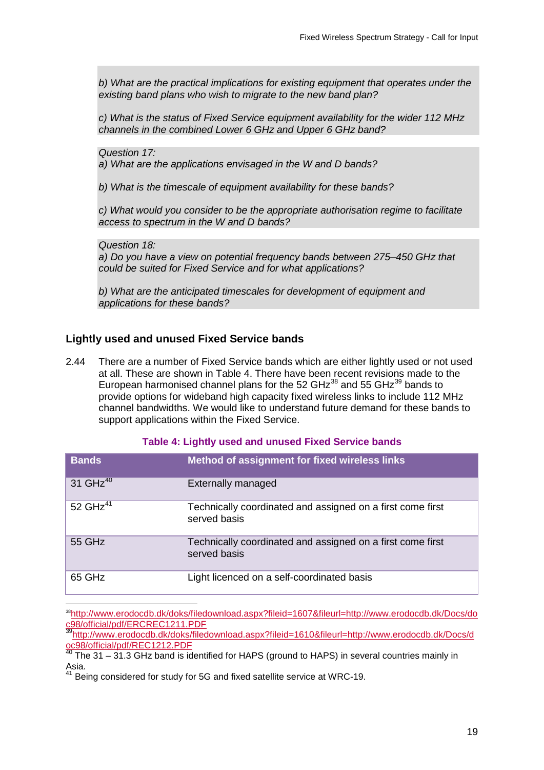*b) What are the practical implications for existing equipment that operates under the existing band plans who wish to migrate to the new band plan?*

*c) What is the status of Fixed Service equipment availability for the wider 112 MHz channels in the combined Lower 6 GHz and Upper 6 GHz band?*

*Question 17:*
*a) What are the applications envisaged in the W and D bands?*

*b) What is the timescale of equipment availability for these bands?*

*c) What would you consider to be the appropriate authorisation regime to facilitate access to spectrum in the W and D bands?*

*Question 18:*
*a) Do you have a view on potential frequency bands between 275–450 GHz that could be suited for Fixed Service and for what applications?*

*b) What are the anticipated timescales for development of equipment and applications for these bands?*

## Lightly used and unused Fixed Service bands

2.44 There are a number of Fixed Service bands which are either lightly used or not used at all. These are shown in Table 4. There have been recent revisions made to the European harmonised channel plans for the 52 GHz[38] and 55 GHz[39] bands to provide options for wideband high capacity fixed wireless links to include 112 MHz channel bandwidths. We would like to understand future demand for these bands to support applications within the Fixed Service.

**Table 4: Lightly used and unused Fixed Service bands**

| Bands | Method of assignment for fixed wireless links |
|---|---|
| 31 GHz[40] | Externally managed |
| 52 GHz[41] | Technically coordinated and assigned on a first come first served basis |
| 55 GHz | Technically coordinated and assigned on a first come first served basis |
| 65 GHz | Light licenced on a self-coordinated basis |

[38] http://www.erodocdb.dk/doks/filedownload.aspx?fileid=1607&fileurl=http://www.erodocdb.dk/Docs/doc98/official/pdf/ERCREC1211.PDF

[39] http://www.erodocdb.dk/doks/filedownload.aspx?fileid=1610&fileurl=http://www.erodocdb.dk/Docs/doc98/official/pdf/REC1212.PDF

[40] The 31 – 31.3 GHz band is identified for HAPS (ground to HAPS) in several countries mainly in Asia.

[41] Being considered for study for 5G and fixed satellite service at WRC-19.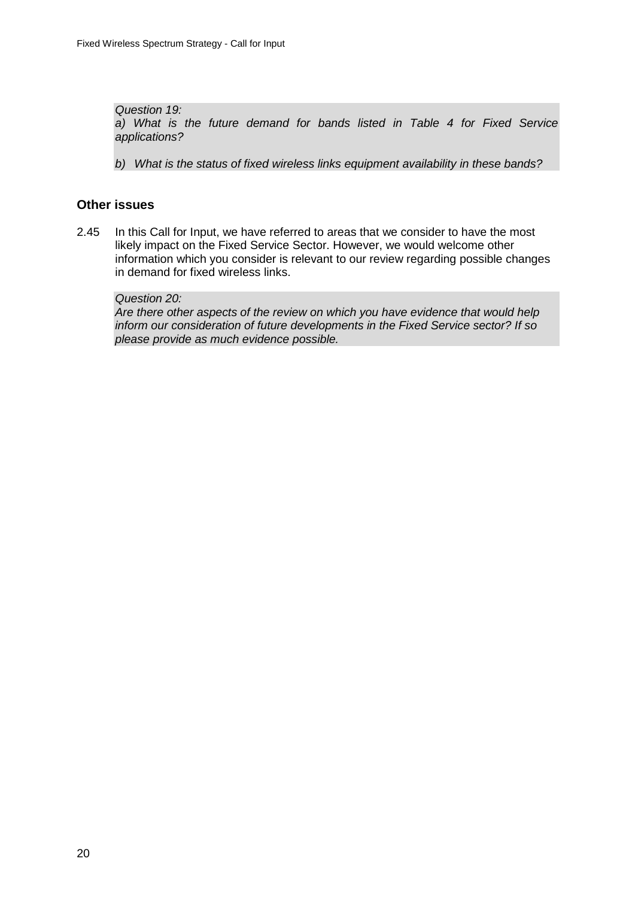*Question 19:*
*a) What is the future demand for bands listed in Table 4 for Fixed Service applications?*

*b) What is the status of fixed wireless links equipment availability in these bands?*

### Other issues

2.45 In this Call for Input, we have referred to areas that we consider to have the most likely impact on the Fixed Service Sector. However, we would welcome other information which you consider is relevant to our review regarding possible changes in demand for fixed wireless links.

*Question 20:*
*Are there other aspects of the review on which you have evidence that would help inform our consideration of future developments in the Fixed Service sector? If so please provide as much evidence possible.*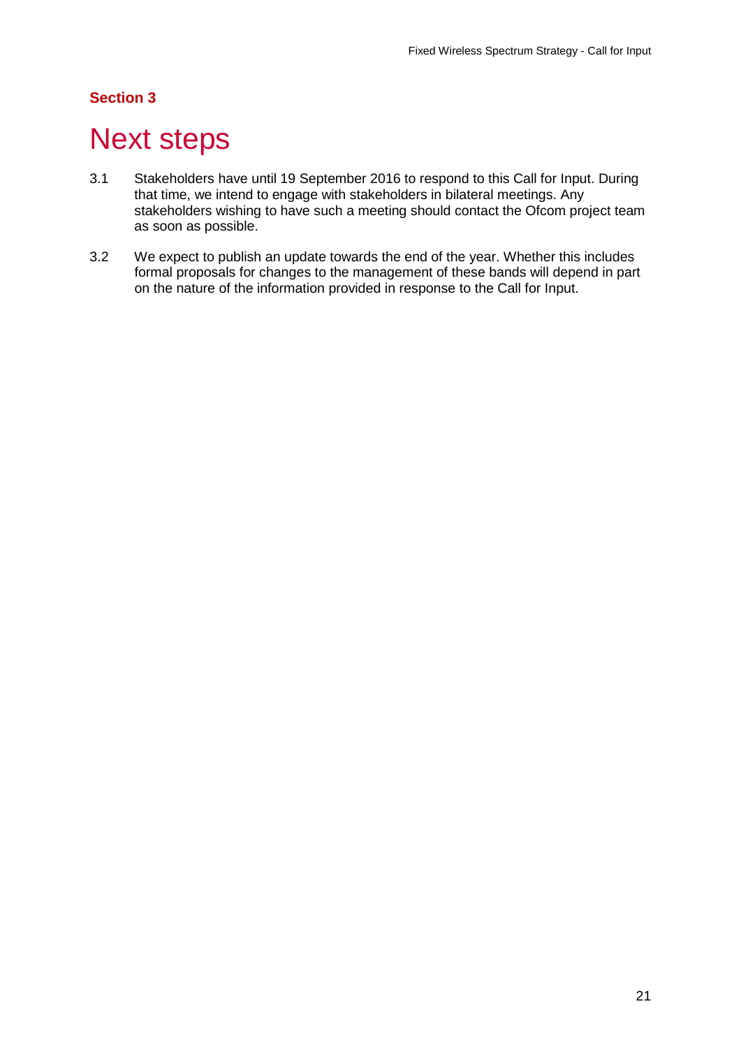**Section 3**

# Next steps

3.1 Stakeholders have until 19 September 2016 to respond to this Call for Input. During that time, we intend to engage with stakeholders in bilateral meetings. Any stakeholders wishing to have such a meeting should contact the Ofcom project team as soon as possible.

3.2 We expect to publish an update towards the end of the year. Whether this includes formal proposals for changes to the management of these bands will depend in part on the nature of the information provided in response to the Call for Input.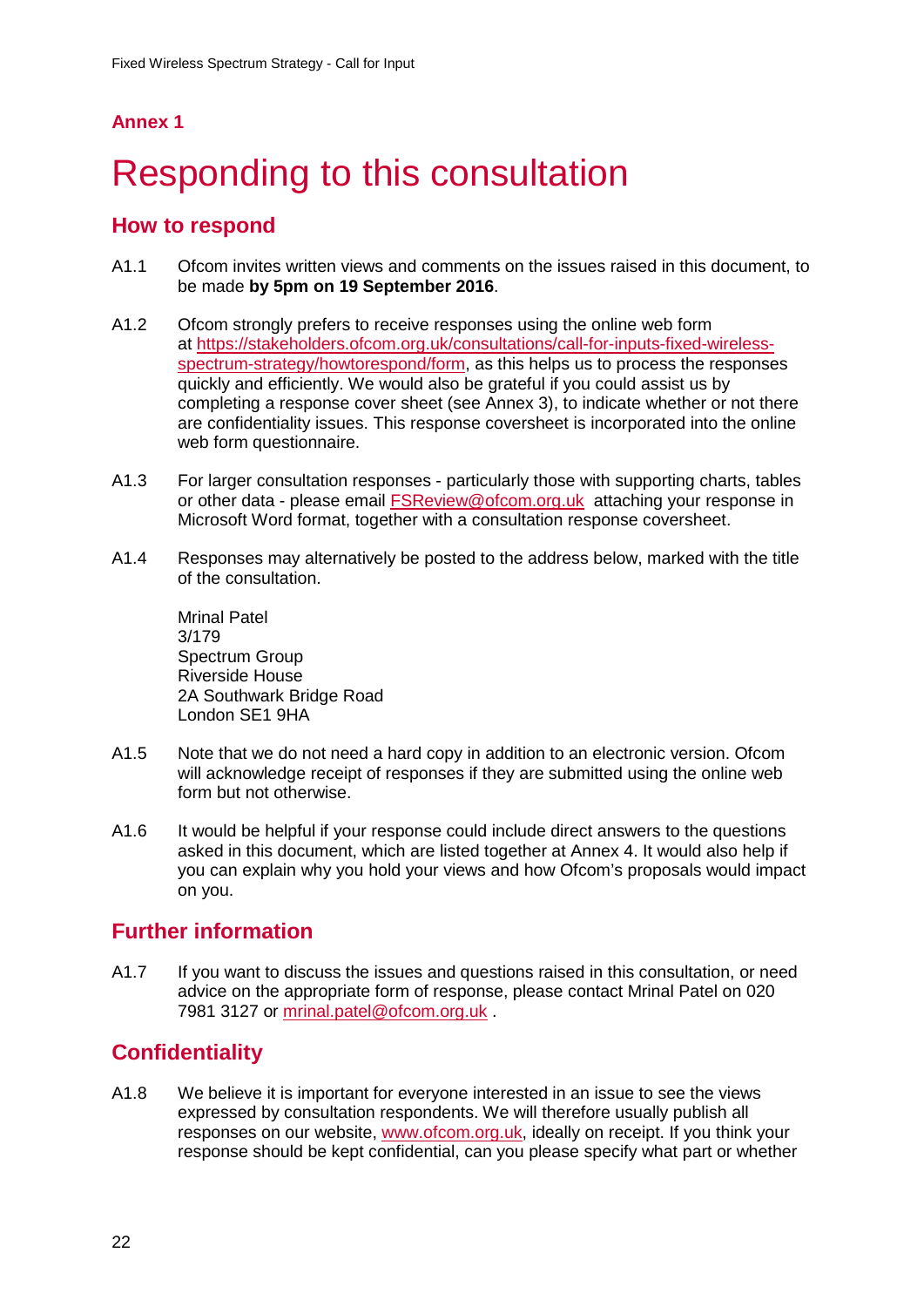## Annex 1

# Responding to this consultation

## How to respond

A1.1 Ofcom invites written views and comments on the issues raised in this document, to be made **by 5pm on 19 September 2016**.

A1.2 Ofcom strongly prefers to receive responses using the online web form at https://stakeholders.ofcom.org.uk/consultations/call-for-inputs-fixed-wireless-spectrum-strategy/howtorespond/form, as this helps us to process the responses quickly and efficiently. We would also be grateful if you could assist us by completing a response cover sheet (see Annex 3), to indicate whether or not there are confidentiality issues. This response coversheet is incorporated into the online web form questionnaire.

A1.3 For larger consultation responses - particularly those with supporting charts, tables or other data - please email FSReview@ofcom.org.uk attaching your response in Microsoft Word format, together with a consultation response coversheet.

A1.4 Responses may alternatively be posted to the address below, marked with the title of the consultation.

Mrinal Patel
3/179
Spectrum Group
Riverside House
2A Southwark Bridge Road
London SE1 9HA

A1.5 Note that we do not need a hard copy in addition to an electronic version. Ofcom will acknowledge receipt of responses if they are submitted using the online web form but not otherwise.

A1.6 It would be helpful if your response could include direct answers to the questions asked in this document, which are listed together at Annex 4. It would also help if you can explain why you hold your views and how Ofcom's proposals would impact on you.

## Further information

A1.7 If you want to discuss the issues and questions raised in this consultation, or need advice on the appropriate form of response, please contact Mrinal Patel on 020 7981 3127 or mrinal.patel@ofcom.org.uk .

## Confidentiality

A1.8 We believe it is important for everyone interested in an issue to see the views expressed by consultation respondents. We will therefore usually publish all responses on our website, www.ofcom.org.uk, ideally on receipt. If you think your response should be kept confidential, can you please specify what part or whether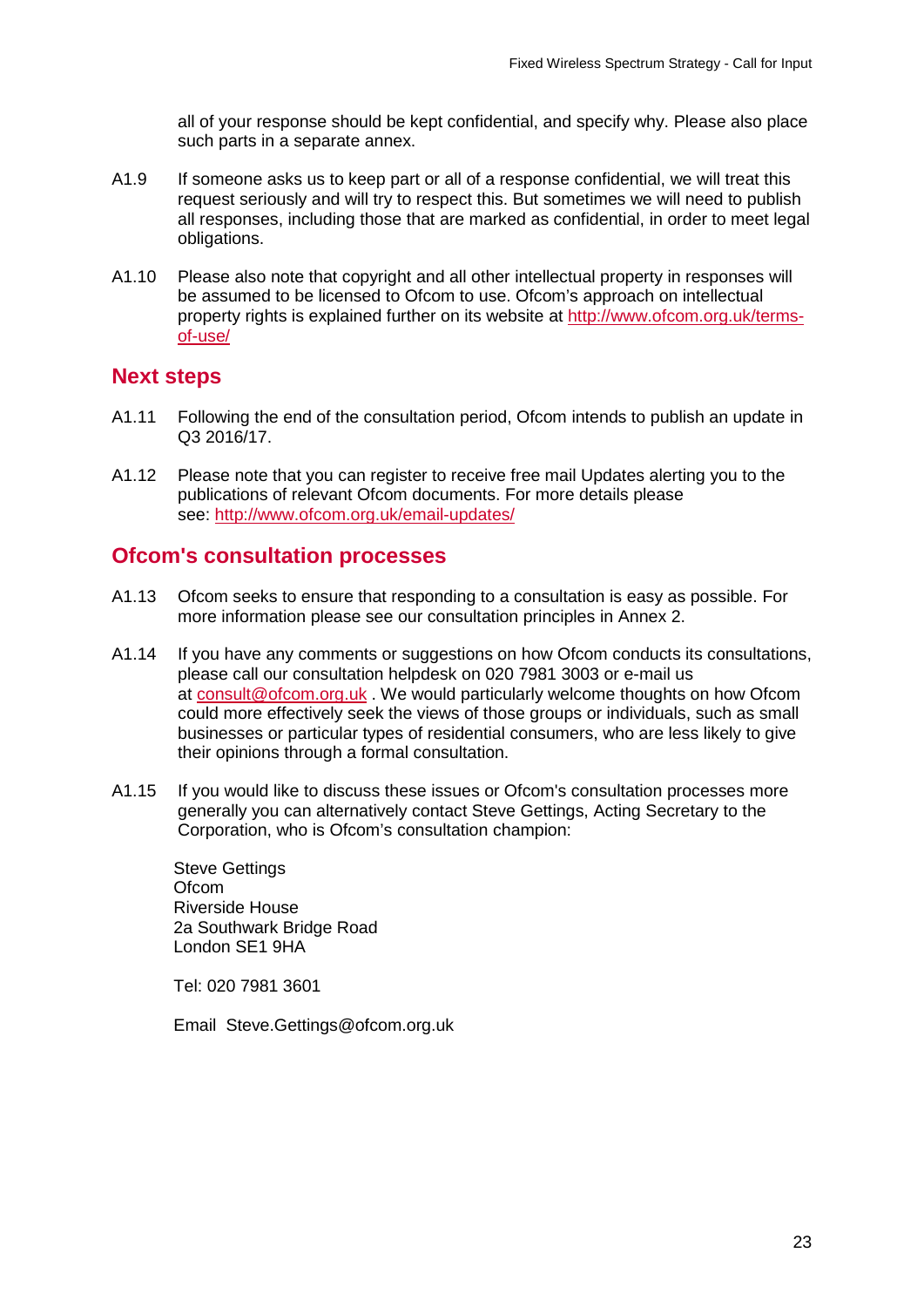all of your response should be kept confidential, and specify why. Please also place such parts in a separate annex.

A1.9 If someone asks us to keep part or all of a response confidential, we will treat this request seriously and will try to respect this. But sometimes we will need to publish all responses, including those that are marked as confidential, in order to meet legal obligations.

A1.10 Please also note that copyright and all other intellectual property in responses will be assumed to be licensed to Ofcom to use. Ofcom's approach on intellectual property rights is explained further on its website at http://www.ofcom.org.uk/terms-of-use/

## Next steps

A1.11 Following the end of the consultation period, Ofcom intends to publish an update in Q3 2016/17.

A1.12 Please note that you can register to receive free mail Updates alerting you to the publications of relevant Ofcom documents. For more details please see: http://www.ofcom.org.uk/email-updates/

## Ofcom's consultation processes

A1.13 Ofcom seeks to ensure that responding to a consultation is easy as possible. For more information please see our consultation principles in Annex 2.

A1.14 If you have any comments or suggestions on how Ofcom conducts its consultations, please call our consultation helpdesk on 020 7981 3003 or e-mail us at consult@ofcom.org.uk . We would particularly welcome thoughts on how Ofcom could more effectively seek the views of those groups or individuals, such as small businesses or particular types of residential consumers, who are less likely to give their opinions through a formal consultation.

A1.15 If you would like to discuss these issues or Ofcom's consultation processes more generally you can alternatively contact Steve Gettings, Acting Secretary to the Corporation, who is Ofcom's consultation champion:

Steve Gettings
Ofcom
Riverside House
2a Southwark Bridge Road
London SE1 9HA

Tel: 020 7981 3601

Email Steve.Gettings@ofcom.org.uk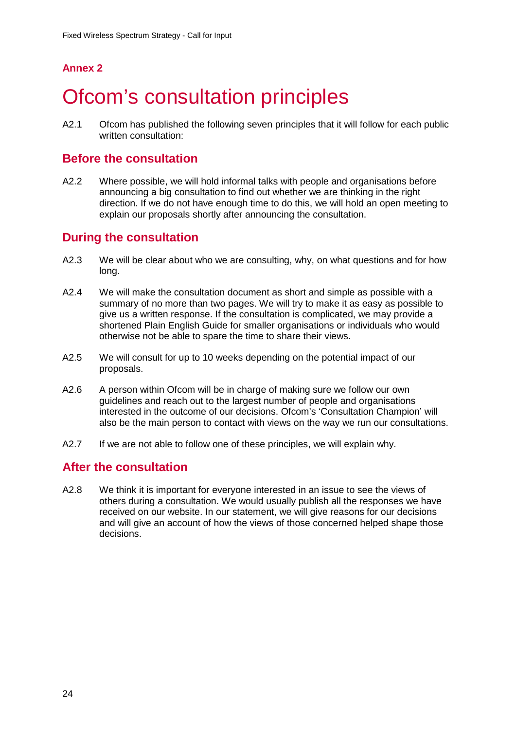**Annex 2**

# Ofcom's consultation principles

A2.1 Ofcom has published the following seven principles that it will follow for each public written consultation:

## Before the consultation

A2.2 Where possible, we will hold informal talks with people and organisations before announcing a big consultation to find out whether we are thinking in the right direction. If we do not have enough time to do this, we will hold an open meeting to explain our proposals shortly after announcing the consultation.

## During the consultation

A2.3 We will be clear about who we are consulting, why, on what questions and for how long.

A2.4 We will make the consultation document as short and simple as possible with a summary of no more than two pages. We will try to make it as easy as possible to give us a written response. If the consultation is complicated, we may provide a shortened Plain English Guide for smaller organisations or individuals who would otherwise not be able to spare the time to share their views.

A2.5 We will consult for up to 10 weeks depending on the potential impact of our proposals.

A2.6 A person within Ofcom will be in charge of making sure we follow our own guidelines and reach out to the largest number of people and organisations interested in the outcome of our decisions. Ofcom's 'Consultation Champion' will also be the main person to contact with views on the way we run our consultations.

A2.7 If we are not able to follow one of these principles, we will explain why.

## After the consultation

A2.8 We think it is important for everyone interested in an issue to see the views of others during a consultation. We would usually publish all the responses we have received on our website. In our statement, we will give reasons for our decisions and will give an account of how the views of those concerned helped shape those decisions.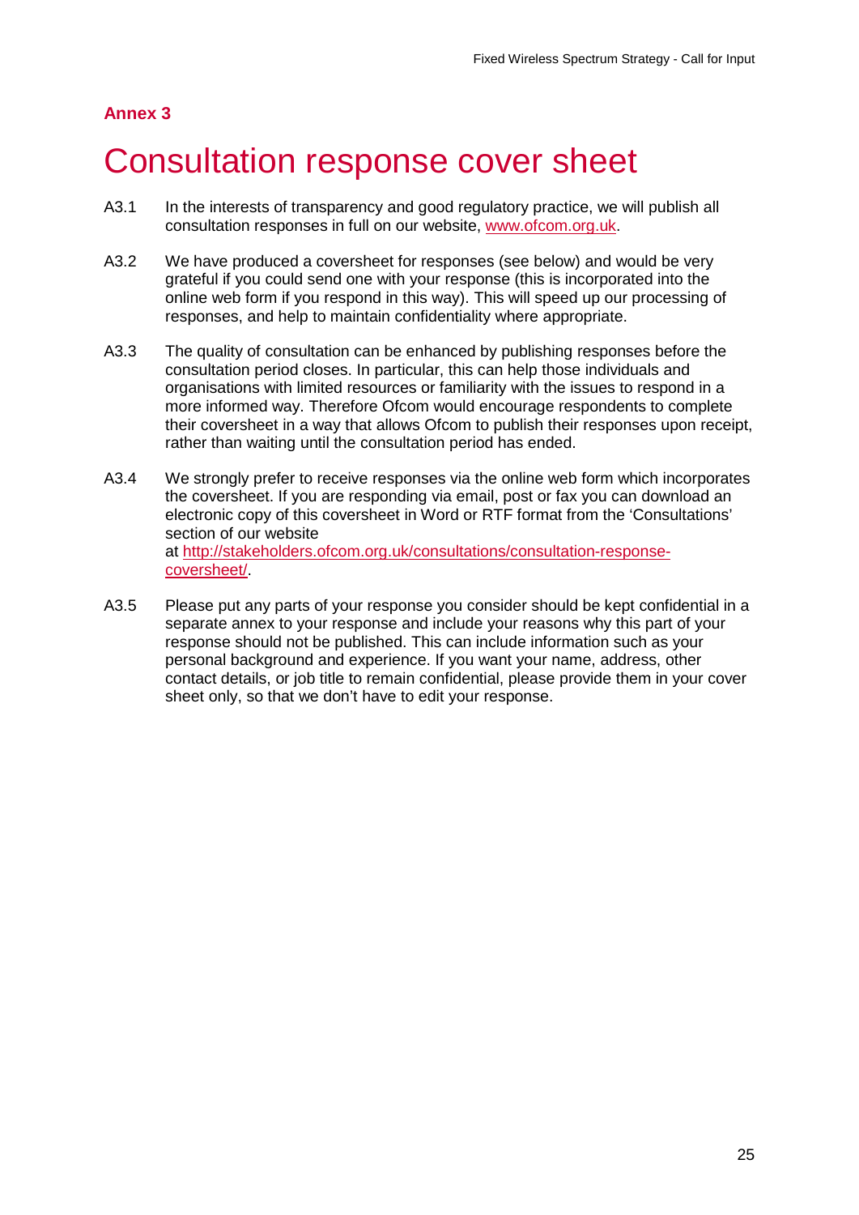**Annex 3**

# Consultation response cover sheet

A3.1 In the interests of transparency and good regulatory practice, we will publish all consultation responses in full on our website, [www.ofcom.org.uk](http://www.ofcom.org.uk).

A3.2 We have produced a coversheet for responses (see below) and would be very grateful if you could send one with your response (this is incorporated into the online web form if you respond in this way). This will speed up our processing of responses, and help to maintain confidentiality where appropriate.

A3.3 The quality of consultation can be enhanced by publishing responses before the consultation period closes. In particular, this can help those individuals and organisations with limited resources or familiarity with the issues to respond in a more informed way. Therefore Ofcom would encourage respondents to complete their coversheet in a way that allows Ofcom to publish their responses upon receipt, rather than waiting until the consultation period has ended.

A3.4 We strongly prefer to receive responses via the online web form which incorporates the coversheet. If you are responding via email, post or fax you can download an electronic copy of this coversheet in Word or RTF format from the 'Consultations' section of our website at [http://stakeholders.ofcom.org.uk/consultations/consultation-response-coversheet/](http://stakeholders.ofcom.org.uk/consultations/consultation-response-coversheet/).

A3.5 Please put any parts of your response you consider should be kept confidential in a separate annex to your response and include your reasons why this part of your response should not be published. This can include information such as your personal background and experience. If you want your name, address, other contact details, or job title to remain confidential, please provide them in your cover sheet only, so that we don't have to edit your response.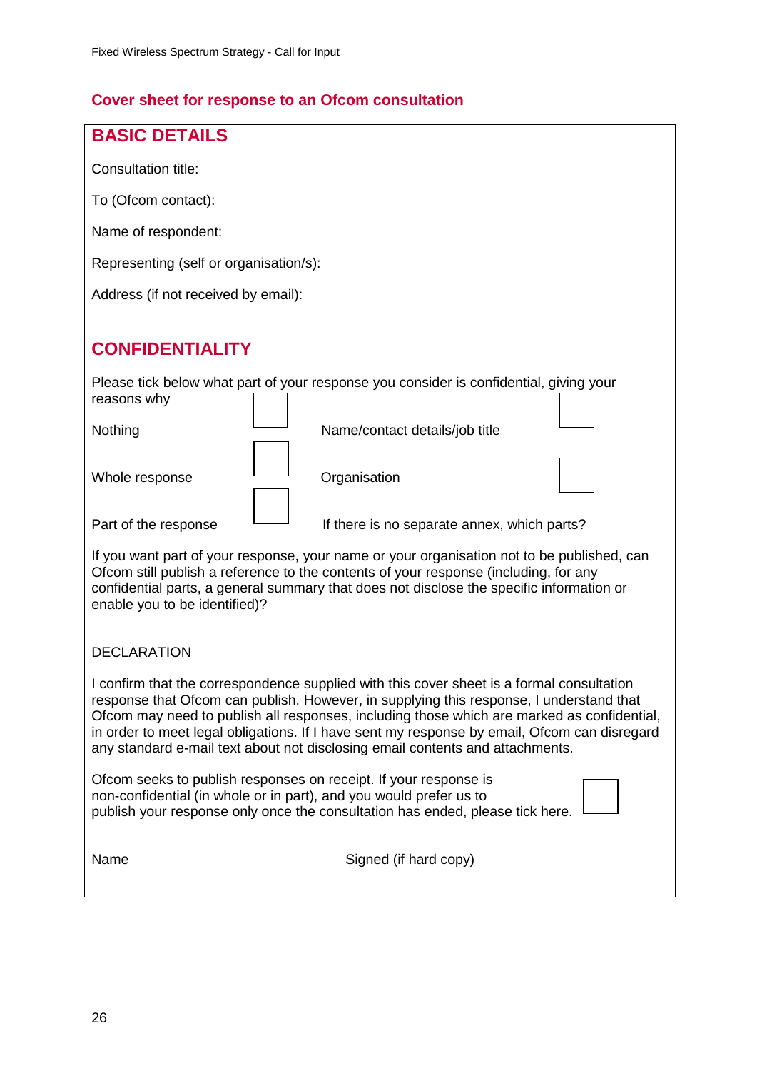## Cover sheet for response to an Ofcom consultation

### BASIC DETAILS

Consultation title:

To (Ofcom contact):

Name of respondent:

Representing (self or organisation/s):

Address (if not received by email):

### CONFIDENTIALITY

Please tick below what part of your response you consider is confidential, giving your reasons why

| | | | |
|---|---|---|---|
| Nothing | ☐ | Name/contact details/job title | ☐ |
| Whole response | ☐ | Organisation | ☐ |
| Part of the response | ☐ | If there is no separate annex, which parts? | |

If you want part of your response, your name or your organisation not to be published, can Ofcom still publish a reference to the contents of your response (including, for any confidential parts, a general summary that does not disclose the specific information or enable you to be identified)?

DECLARATION

I confirm that the correspondence supplied with this cover sheet is a formal consultation response that Ofcom can publish. However, in supplying this response, I understand that Ofcom may need to publish all responses, including those which are marked as confidential, in order to meet legal obligations. If I have sent my response by email, Ofcom can disregard any standard e-mail text about not disclosing email contents and attachments.

Ofcom seeks to publish responses on receipt. If your response is non-confidential (in whole or in part), and you would prefer us to publish your response only once the consultation has ended, please tick here. ☐

Name                                        Signed (if hard copy)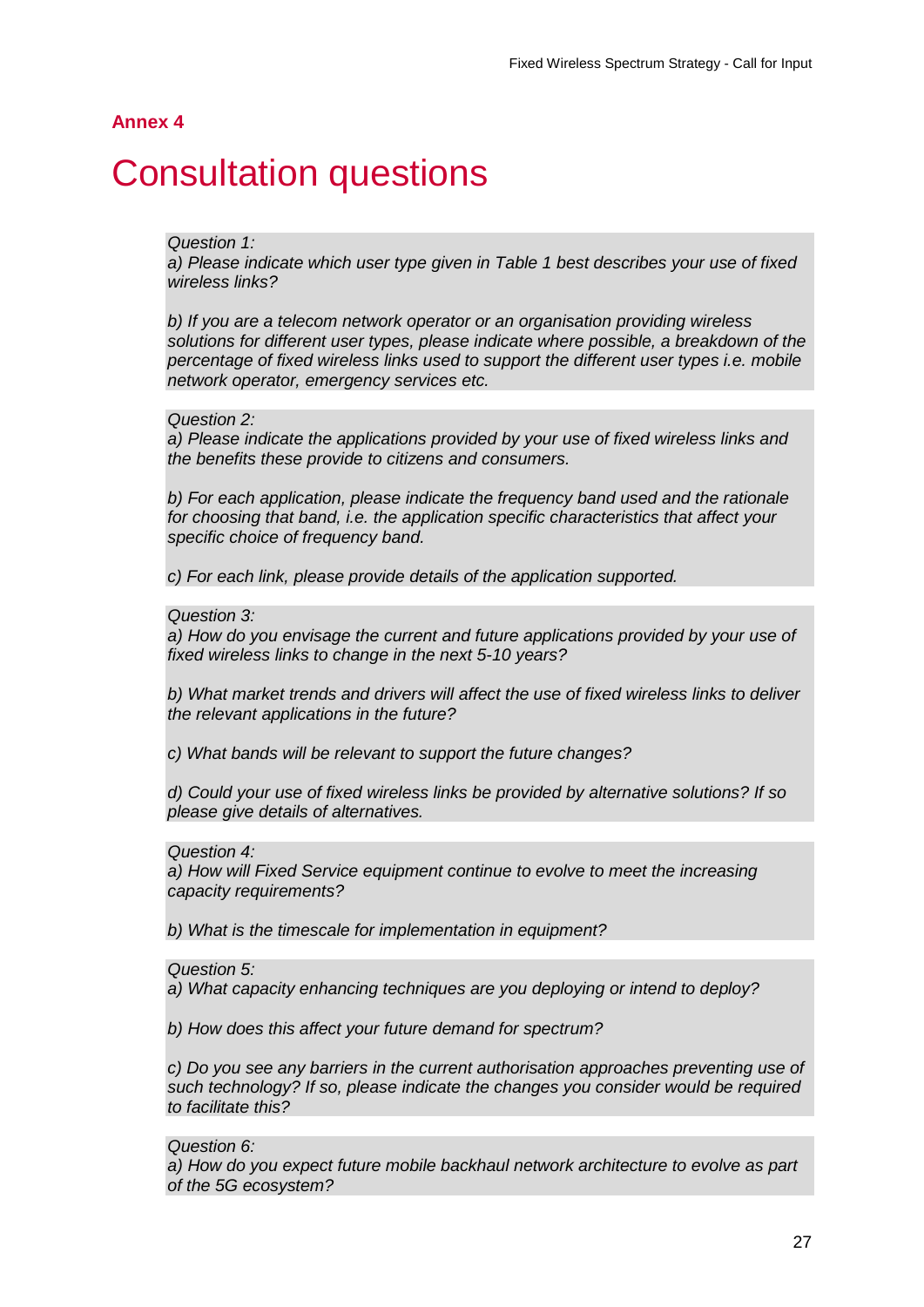## Annex 4

# Consultation questions

*Question 1:*
*a) Please indicate which user type given in Table 1 best describes your use of fixed wireless links?*

*b) If you are a telecom network operator or an organisation providing wireless solutions for different user types, please indicate where possible, a breakdown of the percentage of fixed wireless links used to support the different user types i.e. mobile network operator, emergency services etc.*

*Question 2:*
*a) Please indicate the applications provided by your use of fixed wireless links and the benefits these provide to citizens and consumers.*

*b) For each application, please indicate the frequency band used and the rationale for choosing that band, i.e. the application specific characteristics that affect your specific choice of frequency band.*

*c) For each link, please provide details of the application supported.*

*Question 3:*
*a) How do you envisage the current and future applications provided by your use of fixed wireless links to change in the next 5-10 years?*

*b) What market trends and drivers will affect the use of fixed wireless links to deliver the relevant applications in the future?*

*c) What bands will be relevant to support the future changes?*

*d) Could your use of fixed wireless links be provided by alternative solutions? If so please give details of alternatives.*

*Question 4:*
*a) How will Fixed Service equipment continue to evolve to meet the increasing capacity requirements?*

*b) What is the timescale for implementation in equipment?*

*Question 5:*
*a) What capacity enhancing techniques are you deploying or intend to deploy?*

*b) How does this affect your future demand for spectrum?*

*c) Do you see any barriers in the current authorisation approaches preventing use of such technology? If so, please indicate the changes you consider would be required to facilitate this?*

*Question 6:*
*a) How do you expect future mobile backhaul network architecture to evolve as part of the 5G ecosystem?*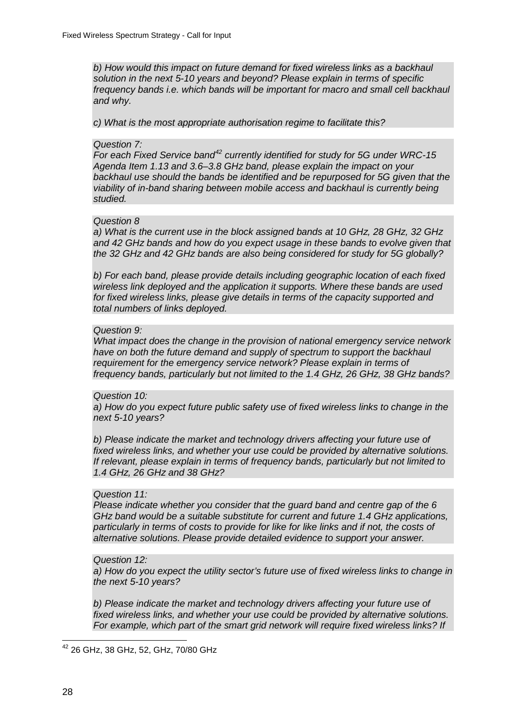*b) How would this impact on future demand for fixed wireless links as a backhaul solution in the next 5-10 years and beyond? Please explain in terms of specific frequency bands i.e. which bands will be important for macro and small cell backhaul and why.*

*c) What is the most appropriate authorisation regime to facilitate this?*

*Question 7:*
*For each Fixed Service band[42] currently identified for study for 5G under WRC-15 Agenda Item 1.13 and 3.6–3.8 GHz band, please explain the impact on your backhaul use should the bands be identified and be repurposed for 5G given that the viability of in-band sharing between mobile access and backhaul is currently being studied.*

*Question 8*
*a) What is the current use in the block assigned bands at 10 GHz, 28 GHz, 32 GHz and 42 GHz bands and how do you expect usage in these bands to evolve given that the 32 GHz and 42 GHz bands are also being considered for study for 5G globally?*

*b) For each band, please provide details including geographic location of each fixed wireless link deployed and the application it supports. Where these bands are used for fixed wireless links, please give details in terms of the capacity supported and total numbers of links deployed.*

*Question 9:*
*What impact does the change in the provision of national emergency service network have on both the future demand and supply of spectrum to support the backhaul requirement for the emergency service network? Please explain in terms of frequency bands, particularly but not limited to the 1.4 GHz, 26 GHz, 38 GHz bands?*

*Question 10:*
*a) How do you expect future public safety use of fixed wireless links to change in the next 5-10 years?*

*b) Please indicate the market and technology drivers affecting your future use of fixed wireless links, and whether your use could be provided by alternative solutions. If relevant, please explain in terms of frequency bands, particularly but not limited to 1.4 GHz, 26 GHz and 38 GHz?*

*Question 11:*
*Please indicate whether you consider that the guard band and centre gap of the 6 GHz band would be a suitable substitute for current and future 1.4 GHz applications, particularly in terms of costs to provide for like for like links and if not, the costs of alternative solutions. Please provide detailed evidence to support your answer.*

*Question 12:*
*a) How do you expect the utility sector's future use of fixed wireless links to change in the next 5-10 years?*

*b) Please indicate the market and technology drivers affecting your future use of fixed wireless links, and whether your use could be provided by alternative solutions. For example, which part of the smart grid network will require fixed wireless links? If*

---

[42] 26 GHz, 38 GHz, 52, GHz, 70/80 GHz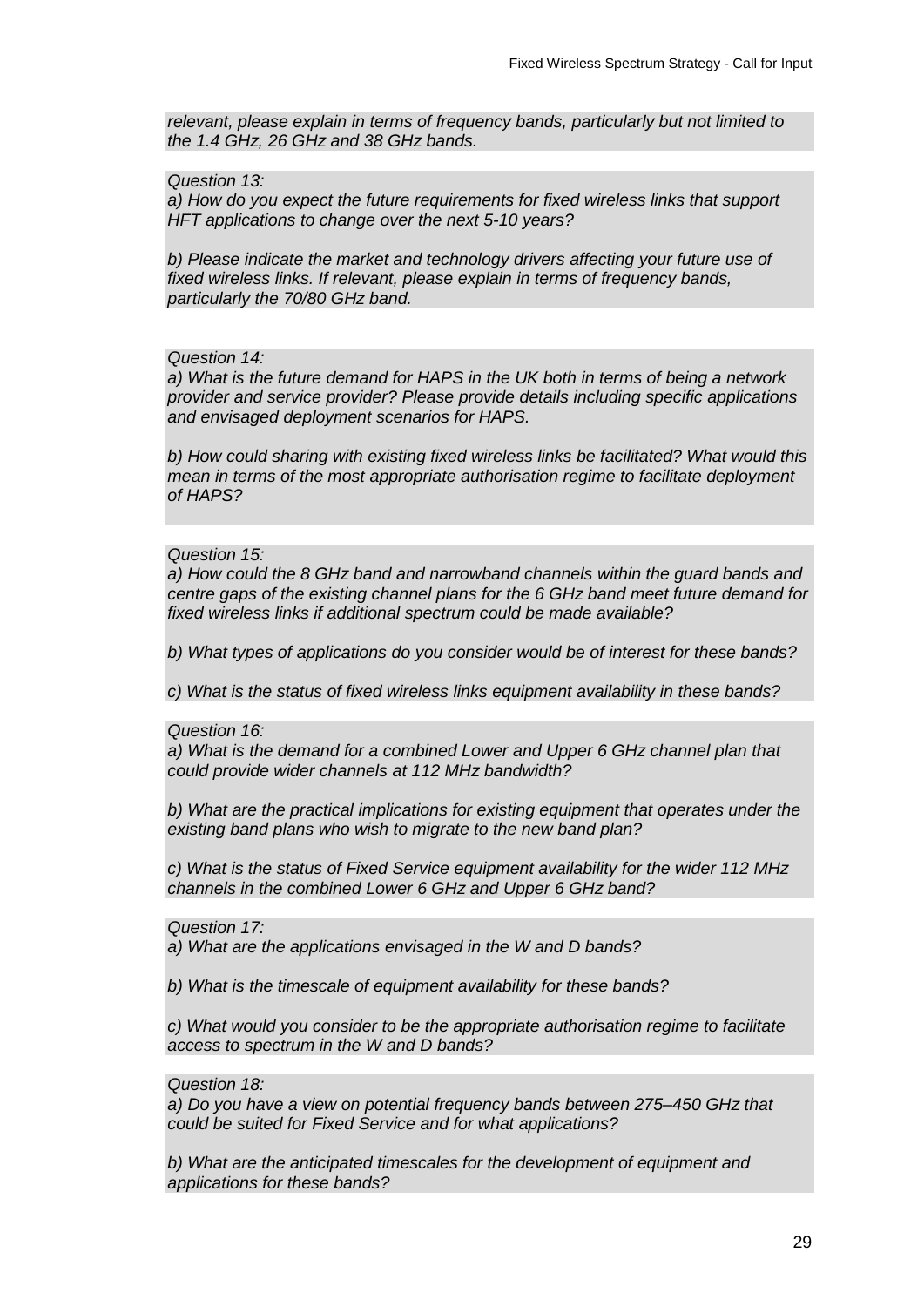*relevant, please explain in terms of frequency bands, particularly but not limited to the 1.4 GHz, 26 GHz and 38 GHz bands.*

*Question 13:*
*a) How do you expect the future requirements for fixed wireless links that support HFT applications to change over the next 5-10 years?*

*b) Please indicate the market and technology drivers affecting your future use of fixed wireless links. If relevant, please explain in terms of frequency bands, particularly the 70/80 GHz band.*

*Question 14:*
*a) What is the future demand for HAPS in the UK both in terms of being a network provider and service provider? Please provide details including specific applications and envisaged deployment scenarios for HAPS.*

*b) How could sharing with existing fixed wireless links be facilitated? What would this mean in terms of the most appropriate authorisation regime to facilitate deployment of HAPS?*

*Question 15:*
*a) How could the 8 GHz band and narrowband channels within the guard bands and centre gaps of the existing channel plans for the 6 GHz band meet future demand for fixed wireless links if additional spectrum could be made available?*

*b) What types of applications do you consider would be of interest for these bands?*

*c) What is the status of fixed wireless links equipment availability in these bands?*

*Question 16:*
*a) What is the demand for a combined Lower and Upper 6 GHz channel plan that could provide wider channels at 112 MHz bandwidth?*

*b) What are the practical implications for existing equipment that operates under the existing band plans who wish to migrate to the new band plan?*

*c) What is the status of Fixed Service equipment availability for the wider 112 MHz channels in the combined Lower 6 GHz and Upper 6 GHz band?*

*Question 17:*
*a) What are the applications envisaged in the W and D bands?*

*b) What is the timescale of equipment availability for these bands?*

*c) What would you consider to be the appropriate authorisation regime to facilitate access to spectrum in the W and D bands?*

*Question 18:*
*a) Do you have a view on potential frequency bands between 275–450 GHz that could be suited for Fixed Service and for what applications?*

*b) What are the anticipated timescales for the development of equipment and applications for these bands?*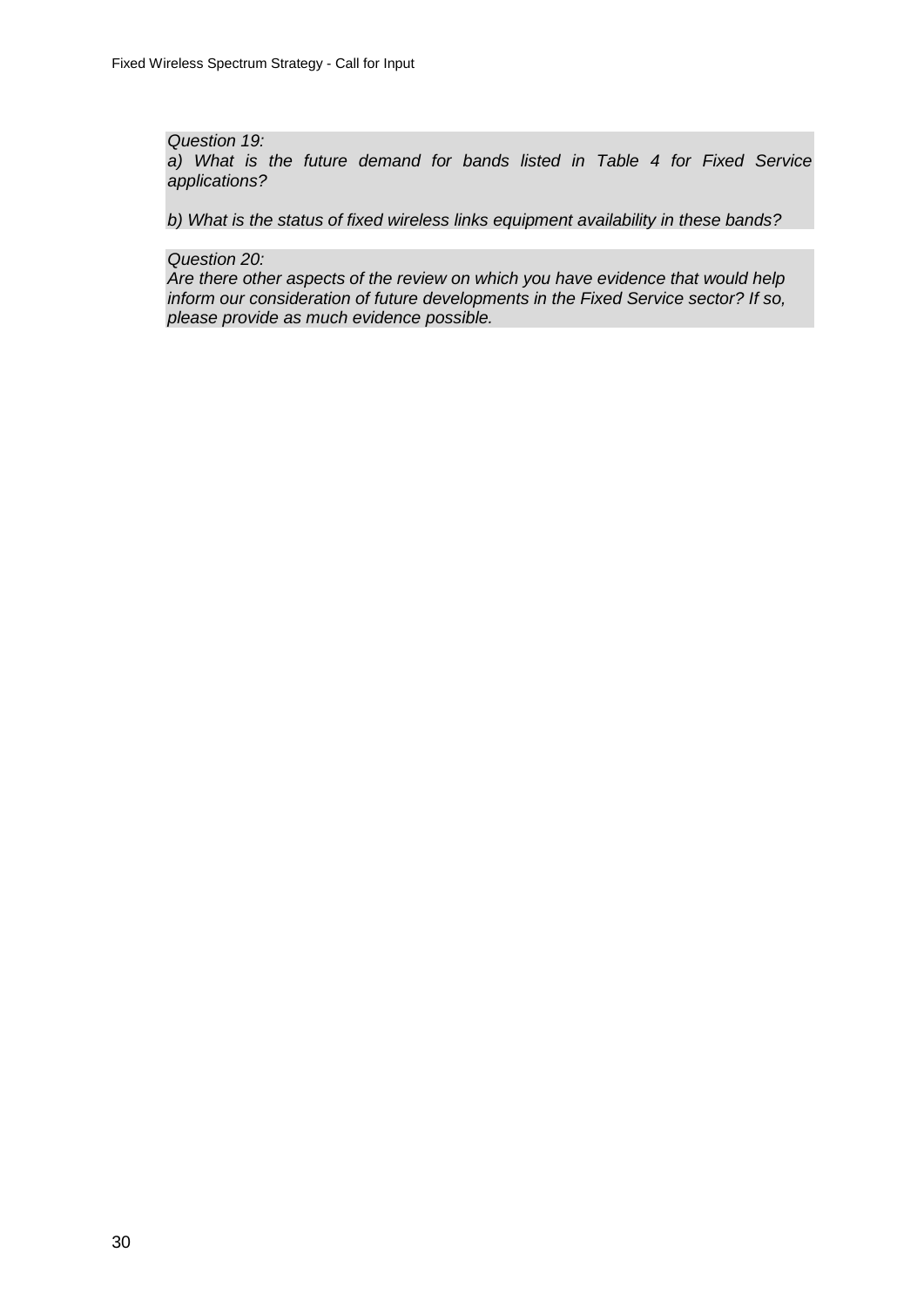*Question 19:*

*a) What is the future demand for bands listed in Table 4 for Fixed Service applications?*

*b) What is the status of fixed wireless links equipment availability in these bands?*

*Question 20:*

*Are there other aspects of the review on which you have evidence that would help inform our consideration of future developments in the Fixed Service sector? If so, please provide as much evidence possible.*